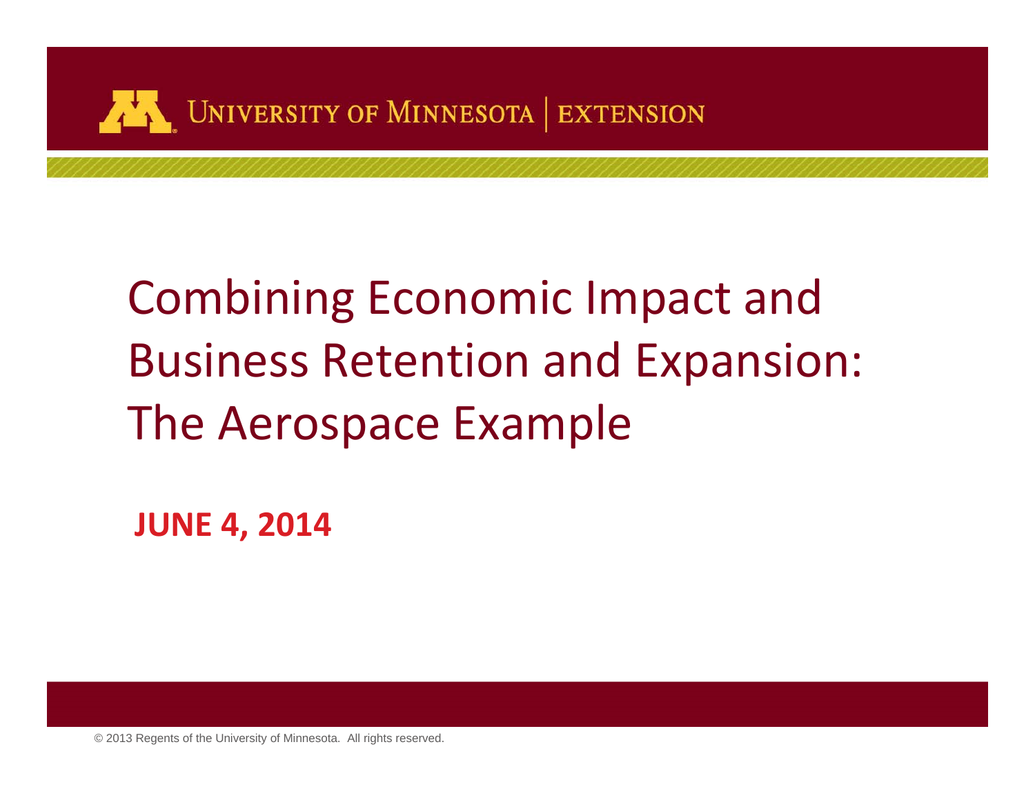UNIVERSITY OF MINNESOTA | EXTENSION

# Combining Economic Impact and Business Retention and Expansion: The Aerospace Example

**JUNE 4, 2014**

© 2013 Regents of the University of Minnesota. All rights reserved.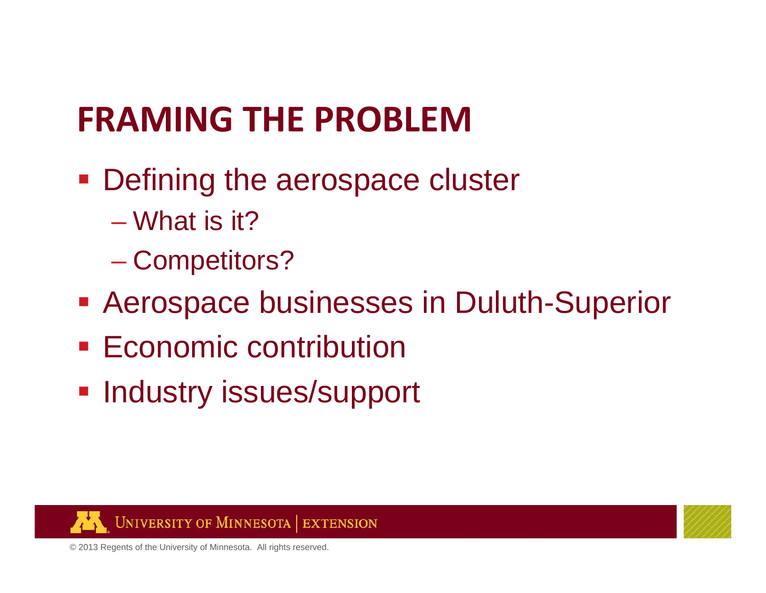# FRAMING THE PROBLEM

- Defining the aerospace cluster
  - What is it?
  - Competitors?
- Aerospace businesses in Duluth-Superior
- Economic contribution
- Industry issues/support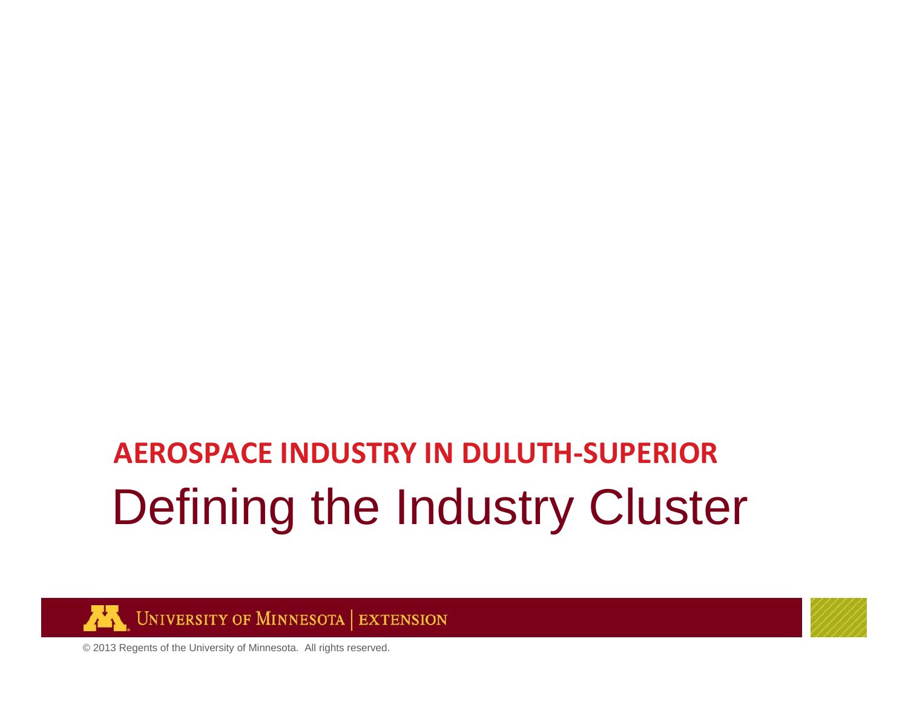## AEROSPACE INDUSTRY IN DULUTH-SUPERIOR

# Defining the Industry Cluster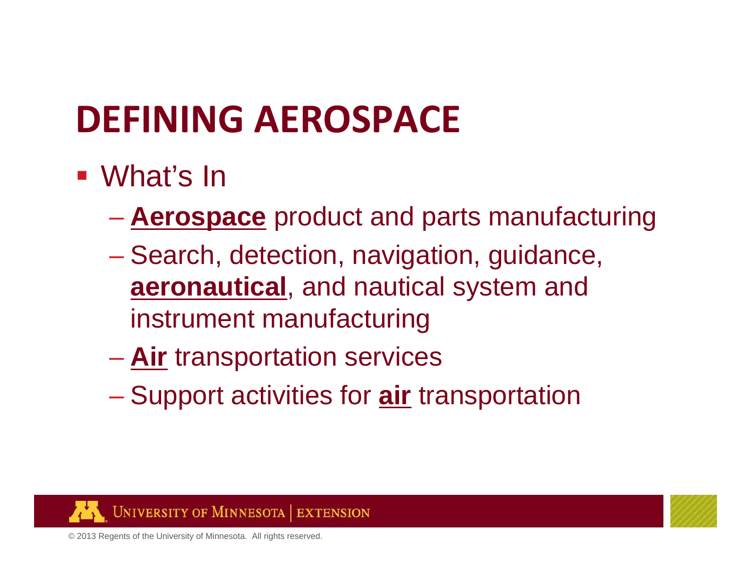# DEFINING AEROSPACE

- What's In
  - **Aerospace** product and parts manufacturing
  - Search, detection, navigation, guidance, **aeronautical**, and nautical system and instrument manufacturing
  - **Air** transportation services
  - Support activities for **air** transportation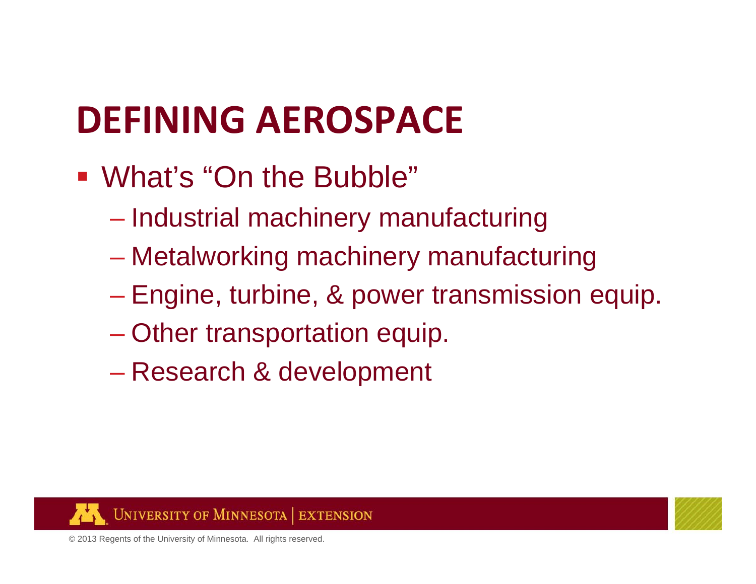# DEFINING AEROSPACE

- What's "On the Bubble"
  - Industrial machinery manufacturing
  - Metalworking machinery manufacturing
  - Engine, turbine, & power transmission equip.
  - Other transportation equip.
  - Research & development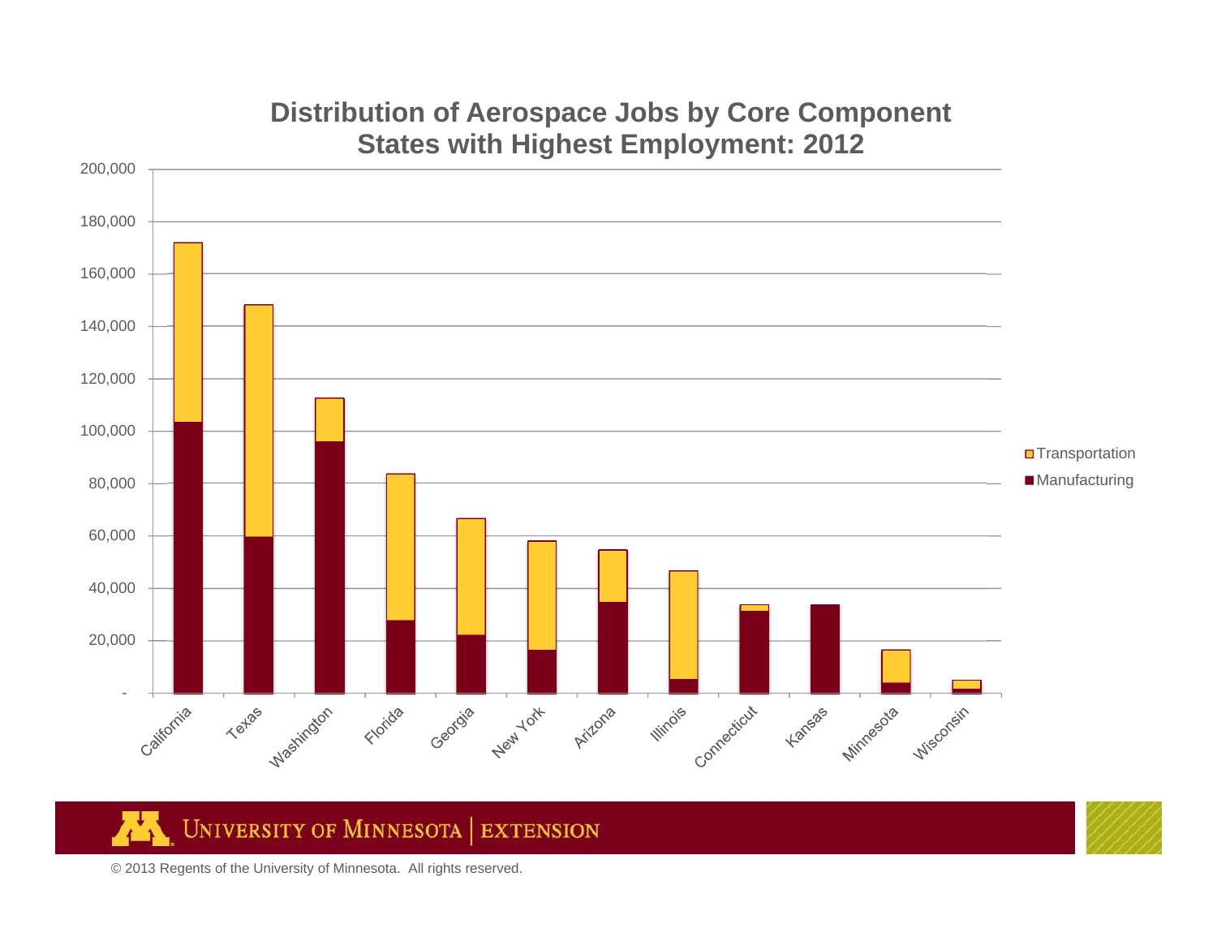## Distribution of Aerospace Jobs by Core Component
## States with Highest Employment: 2012

200,000
180,000
160,000
140,000
120,000
100,000
80,000
60,000
40,000
20,000
-

California, Texas, Washington, Florida, Georgia, New York, Arizona, Illinois, Connecticut, Kansas, Minnesota, Wisconsin

Transportation
Manufacturing

UNIVERSITY OF MINNESOTA | EXTENSION

© 2013 Regents of the University of Minnesota. All rights reserved.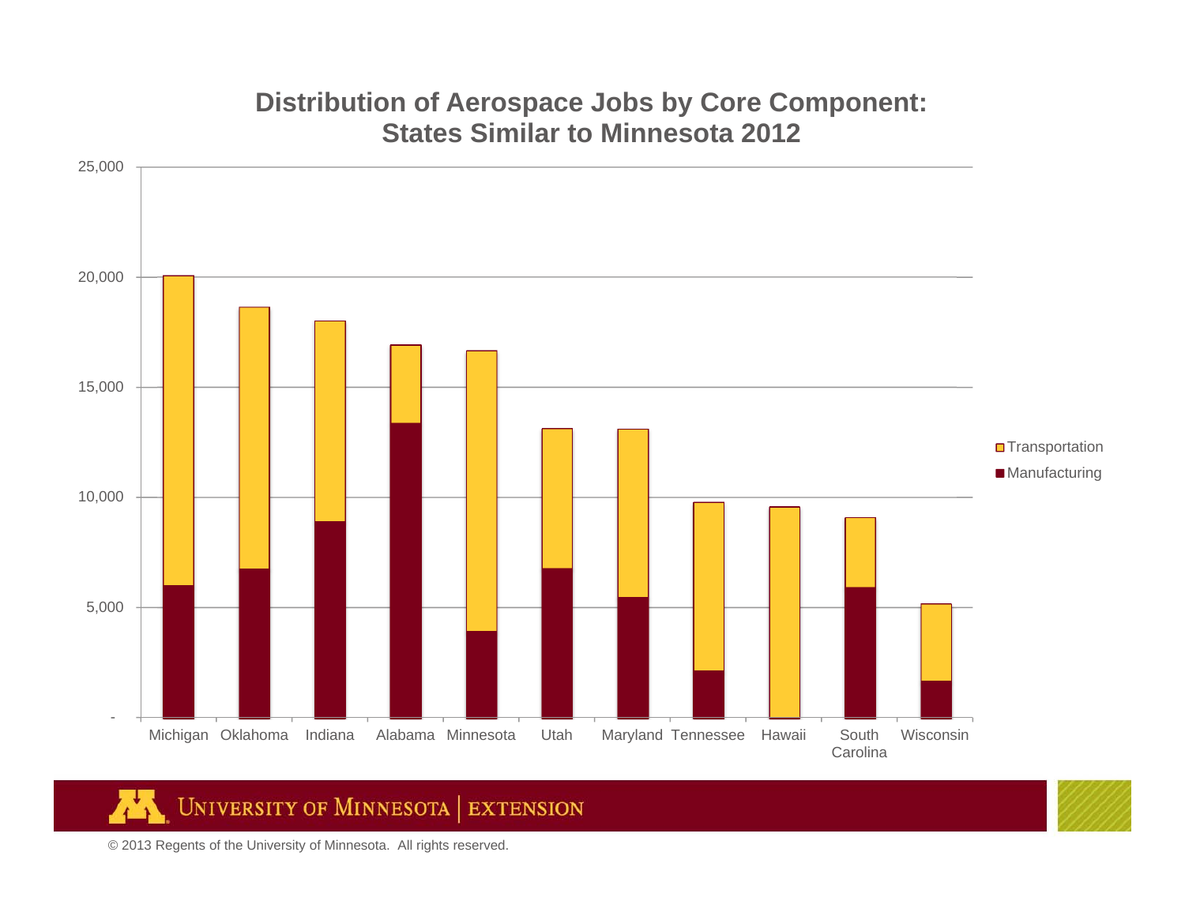## Distribution of Aerospace Jobs by Core Component: States Similar to Minnesota 2012

25,000
20,000
15,000
10,000
5,000
-

Michigan Oklahoma Indiana Alabama Minnesota Utah Maryland Tennessee Hawaii South Carolina Wisconsin

Transportation
Manufacturing

© 2013 Regents of the University of Minnesota. All rights reserved.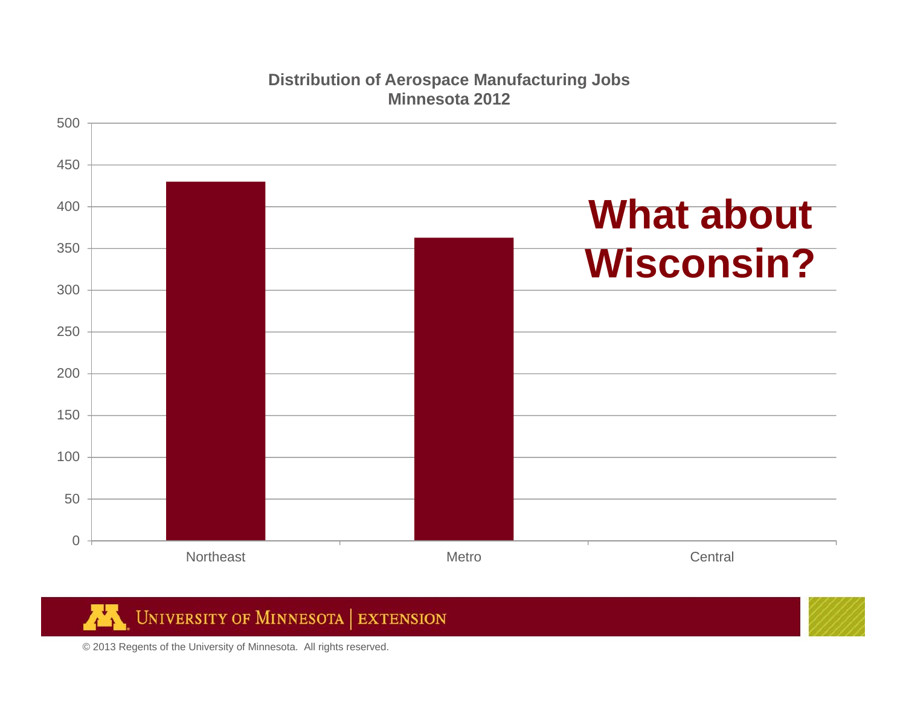**Distribution of Aerospace Manufacturing Jobs**
**Minnesota 2012**

| Region | Jobs |
| --- | --- |
| Northeast | 430 |
| Metro | 363 |
| Central | 0 |

# What about Wisconsin?

UNIVERSITY OF MINNESOTA | EXTENSION

© 2013 Regents of the University of Minnesota. All rights reserved.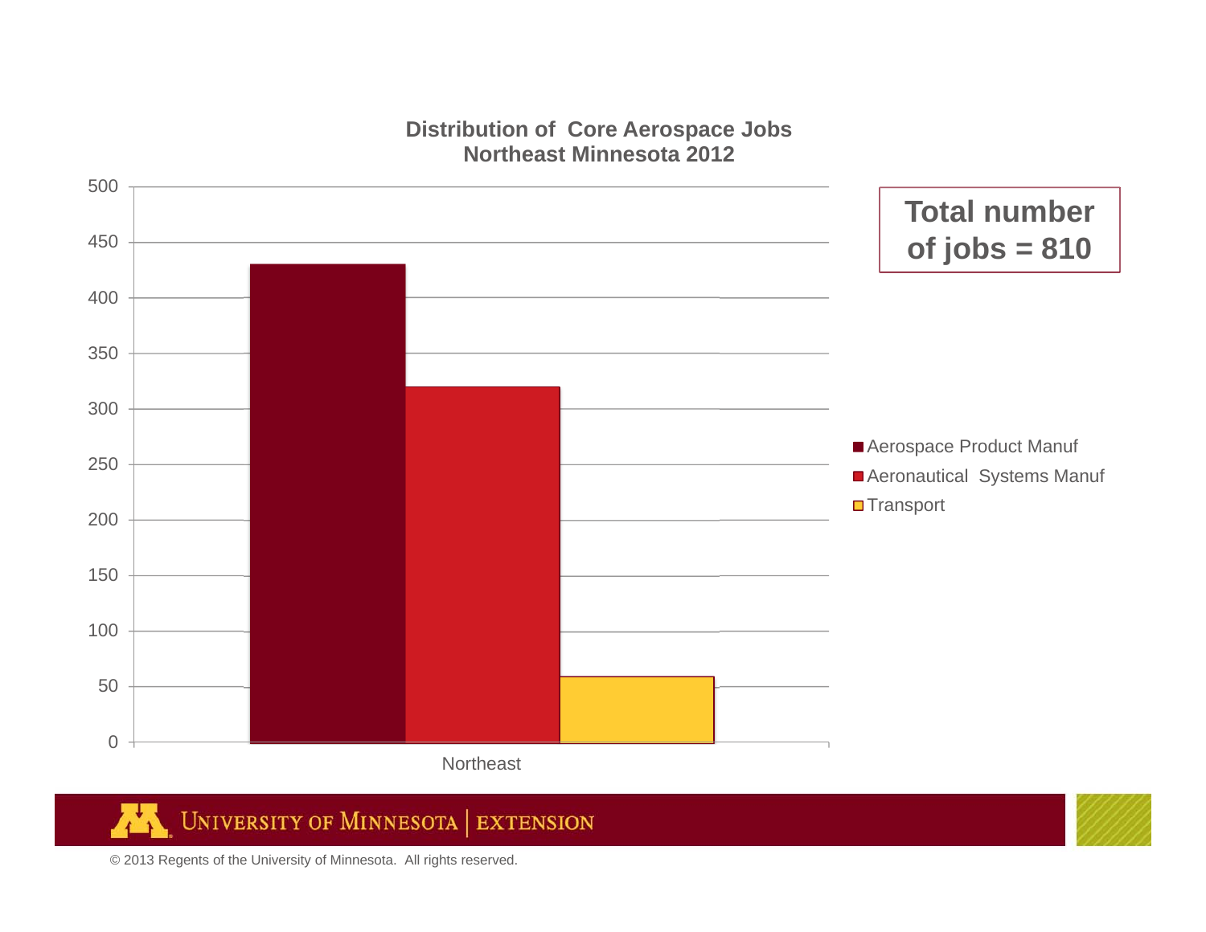## Distribution of Core Aerospace Jobs
## Northeast Minnesota 2012

**Total number of jobs = 810**

| | Aerospace Product Manuf | Aeronautical Systems Manuf | Transport |
|---|---|---|---|
| Northeast | 430 | 320 | 60 |

© 2013 Regents of the University of Minnesota. All rights reserved.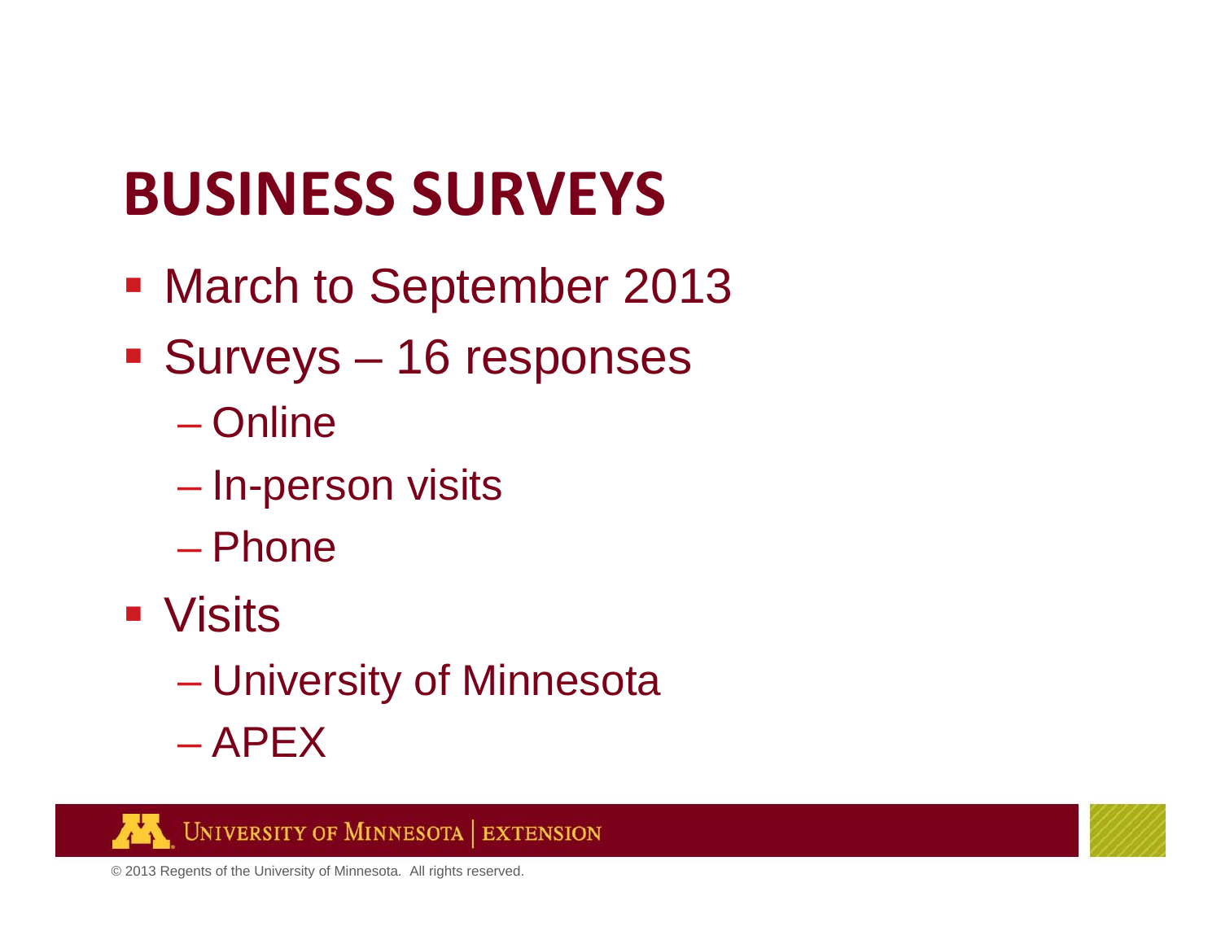# BUSINESS SURVEYS

- March to September 2013
- Surveys – 16 responses
  - Online
  - In-person visits
  - Phone
- Visits
  - University of Minnesota
  - APEX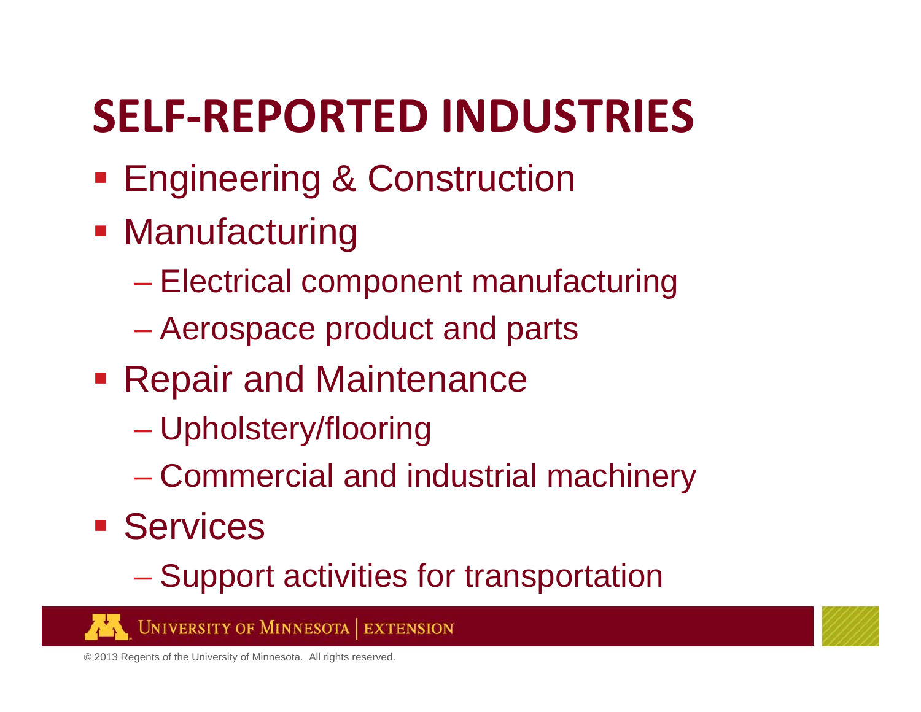# SELF-REPORTED INDUSTRIES

- Engineering & Construction
- Manufacturing
  - Electrical component manufacturing
  - Aerospace product and parts
- Repair and Maintenance
  - Upholstery/flooring
  - Commercial and industrial machinery
- Services
  - Support activities for transportation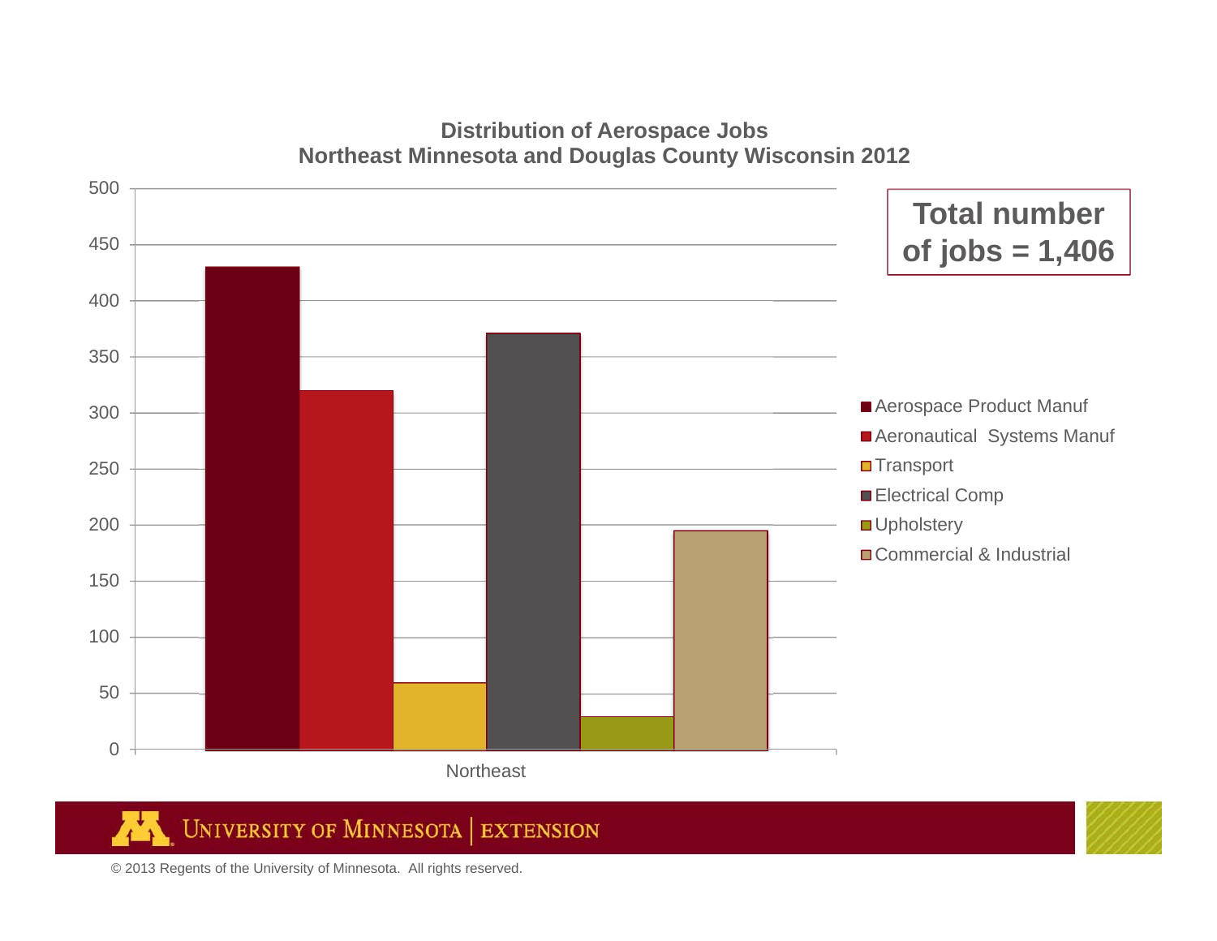## Distribution of Aerospace Jobs
## Northeast Minnesota and Douglas County Wisconsin 2012

**Total number of jobs = 1,406**

| Category | Northeast |
|---|---|
| Aerospace Product Manuf | 430 |
| Aeronautical Systems Manuf | 320 |
| Transport | 60 |
| Electrical Comp | 371 |
| Upholstery | 30 |
| Commercial & Industrial | 195 |

UNIVERSITY OF MINNESOTA | EXTENSION

© 2013 Regents of the University of Minnesota. All rights reserved.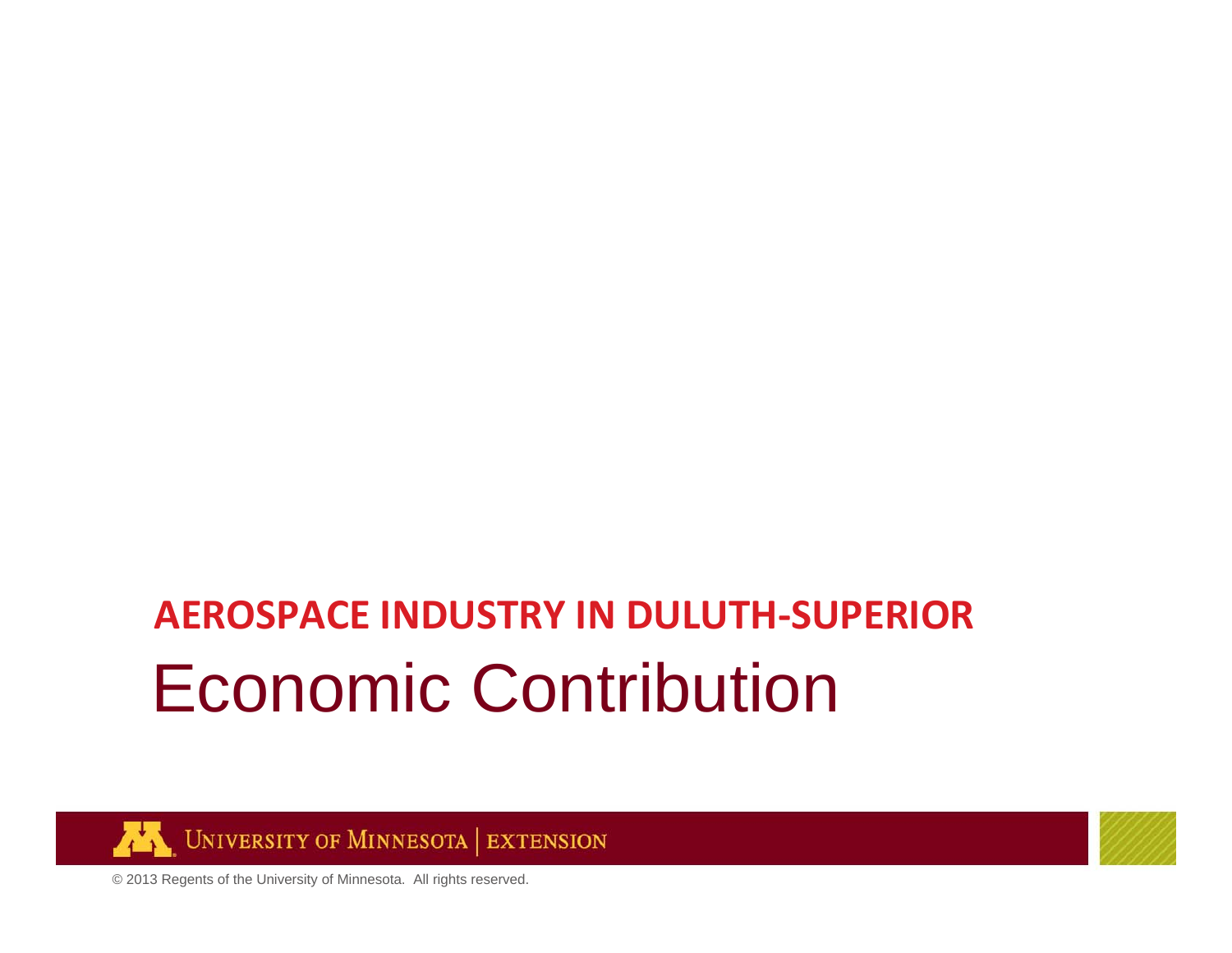**AEROSPACE INDUSTRY IN DULUTH-SUPERIOR**

# Economic Contribution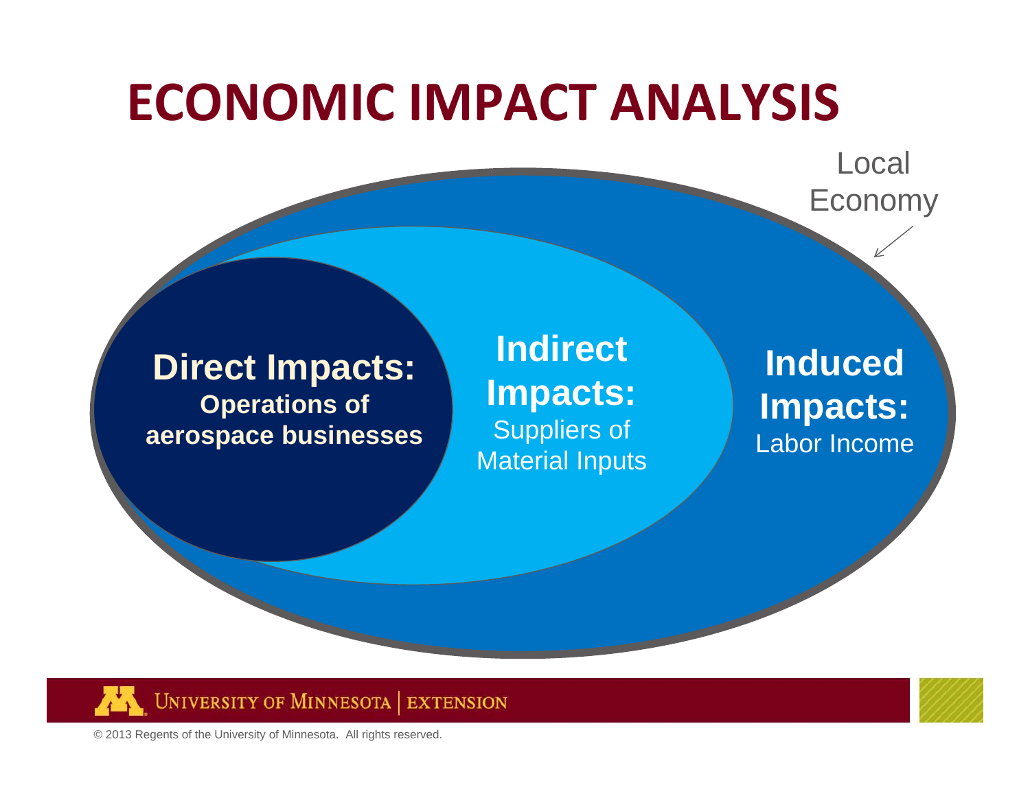# ECONOMIC IMPACT ANALYSIS

Local Economy

**Direct Impacts:**
**Operations of aerospace businesses**

**Indirect Impacts:**
Suppliers of Material Inputs

**Induced Impacts:**
Labor Income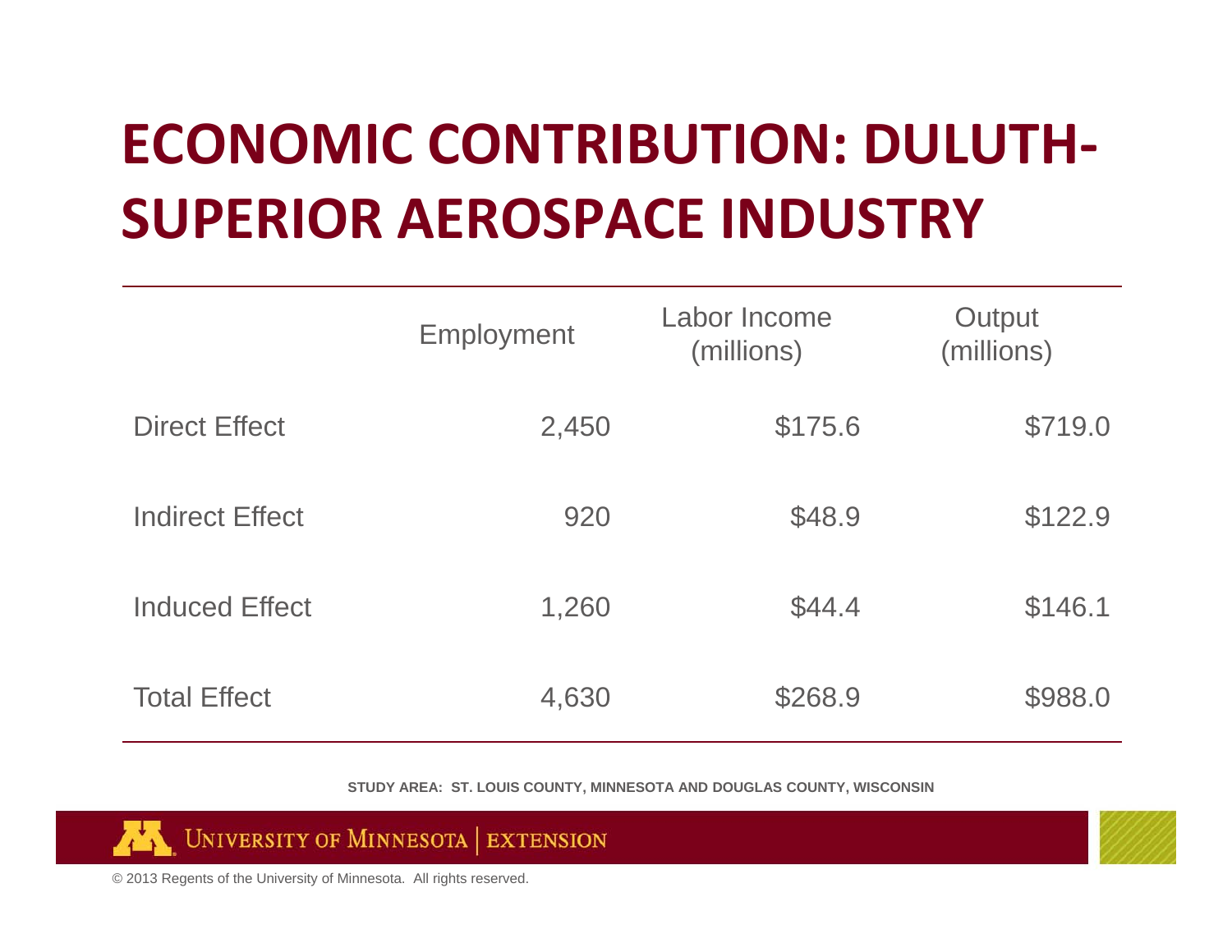# ECONOMIC CONTRIBUTION: DULUTH-SUPERIOR AEROSPACE INDUSTRY

| | Employment | Labor Income (millions) | Output (millions) |
|---|---|---|---|
| Direct Effect | 2,450 | $175.6 | $719.0 |
| Indirect Effect | 920 | $48.9 | $122.9 |
| Induced Effect | 1,260 | $44.4 | $146.1 |
| Total Effect | 4,630 | $268.9 | $988.0 |

**STUDY AREA: ST. LOUIS COUNTY, MINNESOTA AND DOUGLAS COUNTY, WISCONSIN**

UNIVERSITY OF MINNESOTA | EXTENSION

© 2013 Regents of the University of Minnesota. All rights reserved.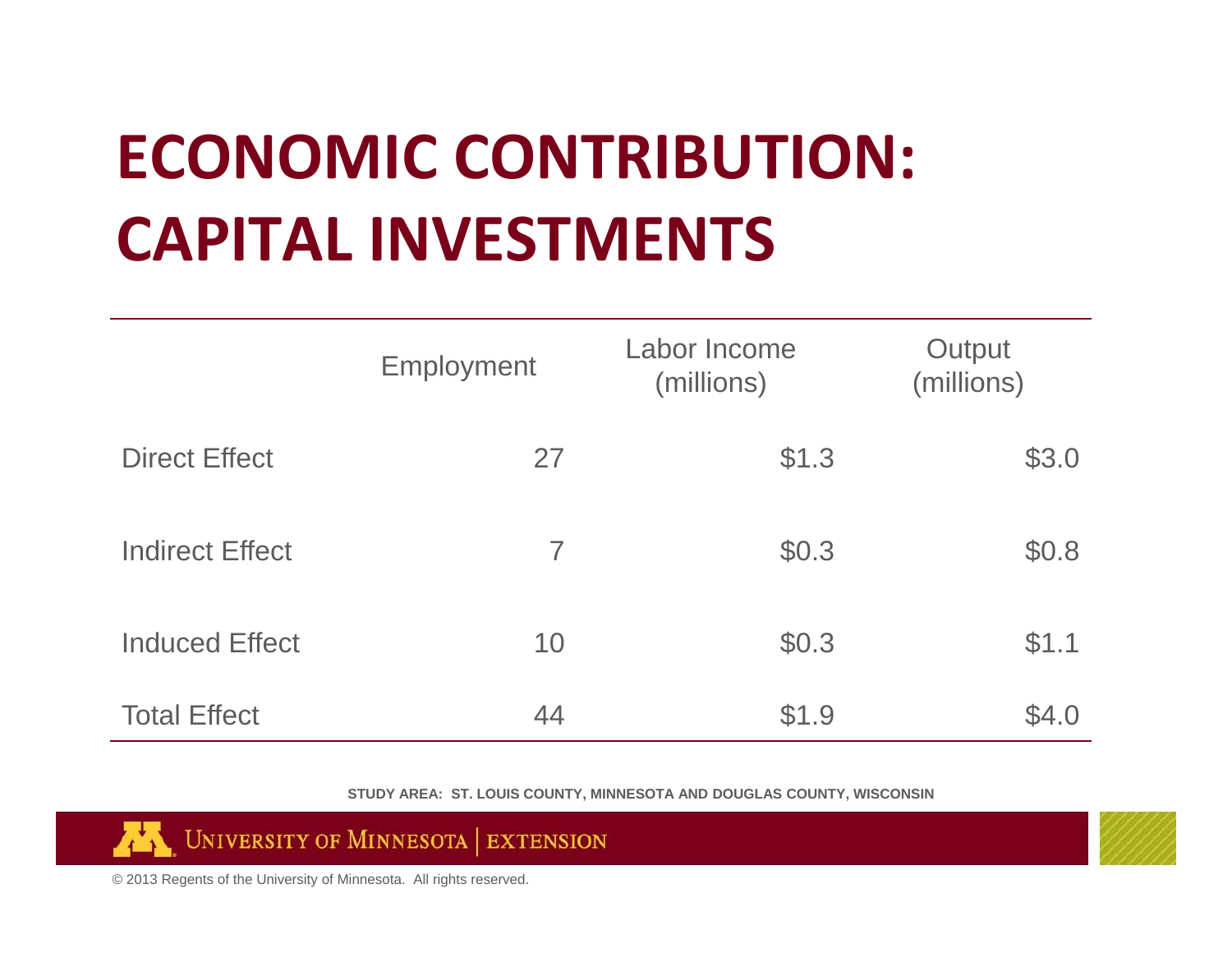# ECONOMIC CONTRIBUTION: CAPITAL INVESTMENTS

| | Employment | Labor Income (millions) | Output (millions) |
|---|---|---|---|
| Direct Effect | 27 | $1.3 | $3.0 |
| Indirect Effect | 7 | $0.3 | $0.8 |
| Induced Effect | 10 | $0.3 | $1.1 |
| Total Effect | 44 | $1.9 | $4.0 |

**STUDY AREA: ST. LOUIS COUNTY, MINNESOTA AND DOUGLAS COUNTY, WISCONSIN**

UNIVERSITY OF MINNESOTA | EXTENSION

© 2013 Regents of the University of Minnesota. All rights reserved.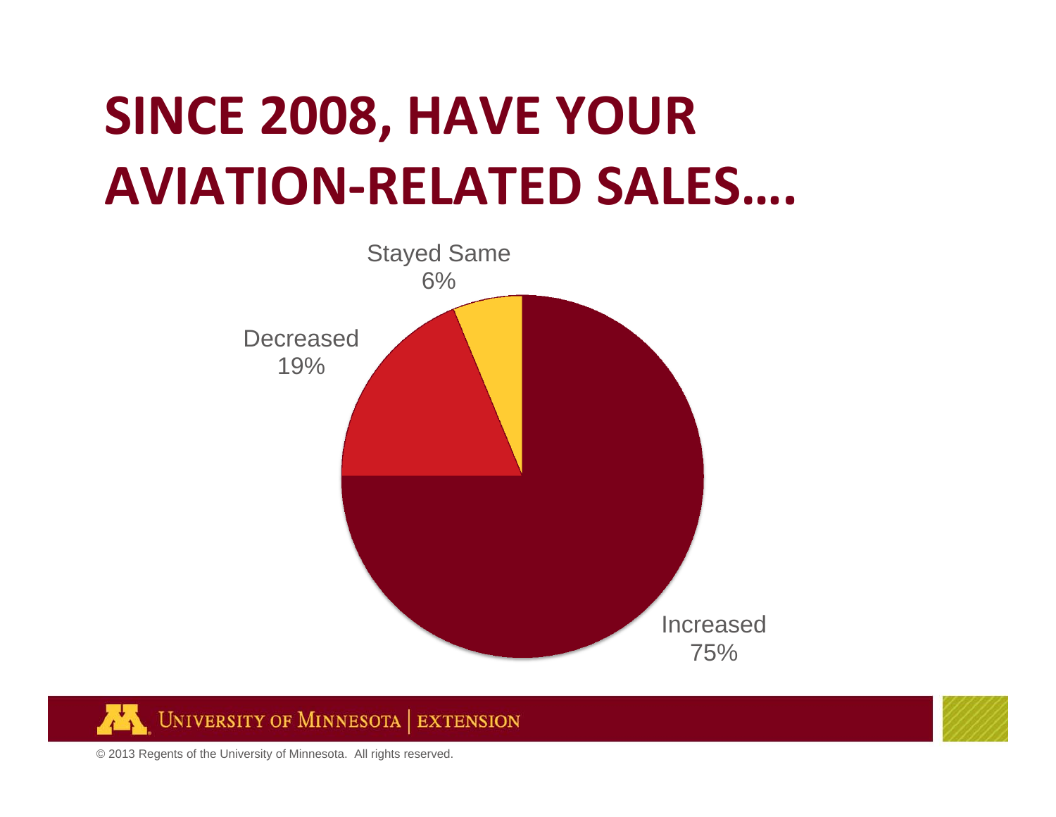# SINCE 2008, HAVE YOUR AVIATION-RELATED SALES….

Stayed Same
6%

Decreased
19%

Increased
75%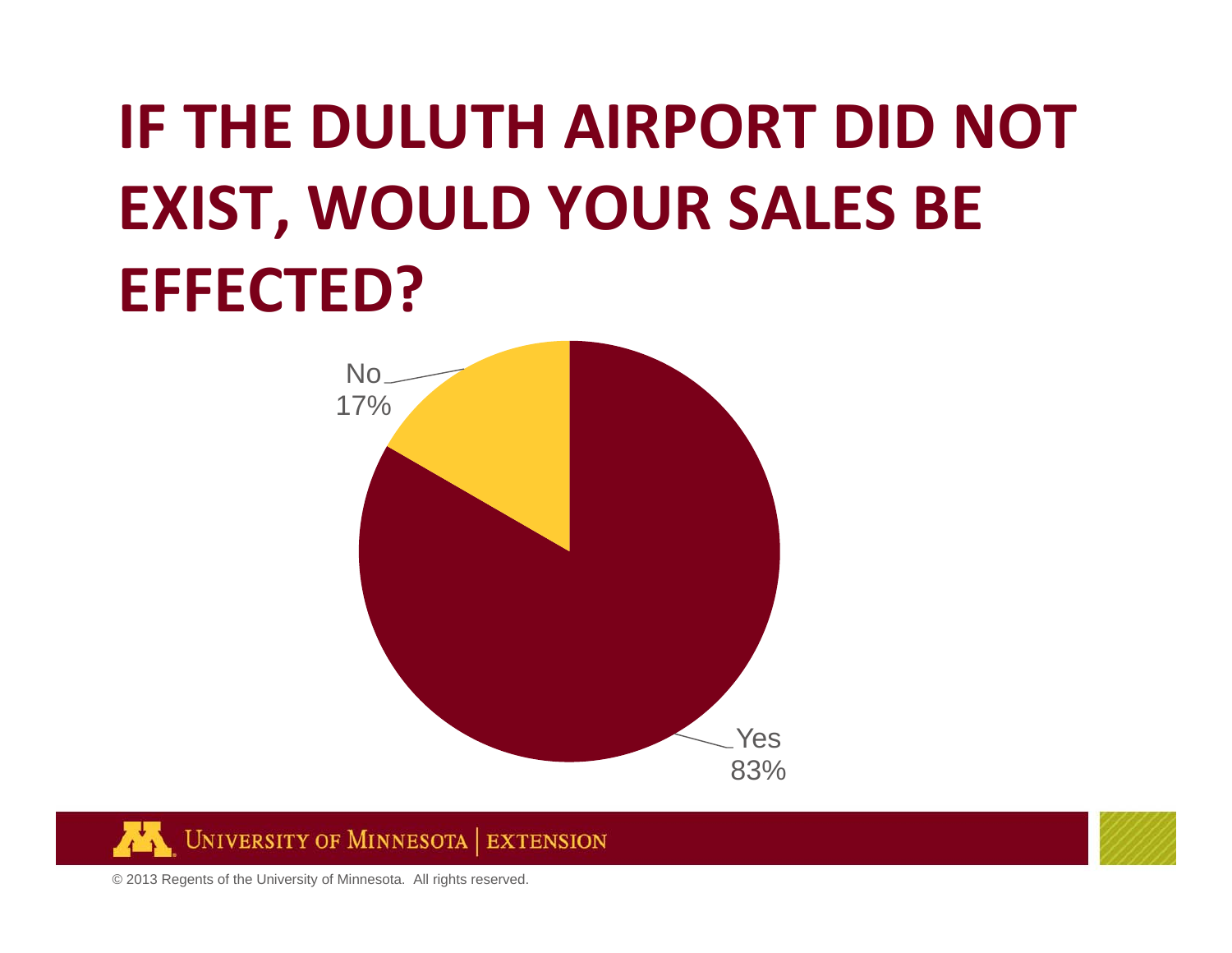# IF THE DULUTH AIRPORT DID NOT EXIST, WOULD YOUR SALES BE EFFECTED?

No
17%

Yes
83%

UNIVERSITY OF MINNESOTA | EXTENSION

© 2013 Regents of the University of Minnesota. All rights reserved.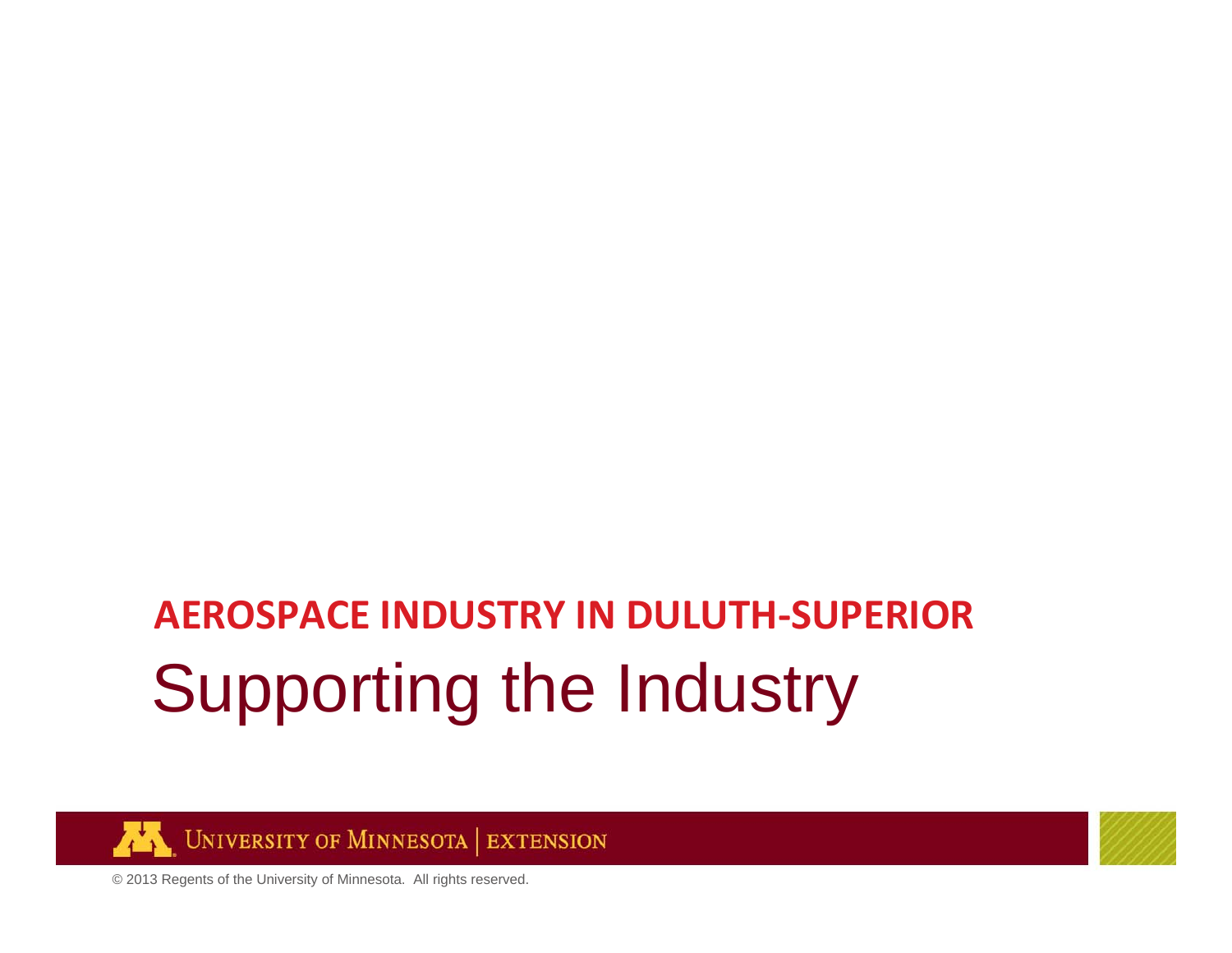## AEROSPACE INDUSTRY IN DULUTH-SUPERIOR

# Supporting the Industry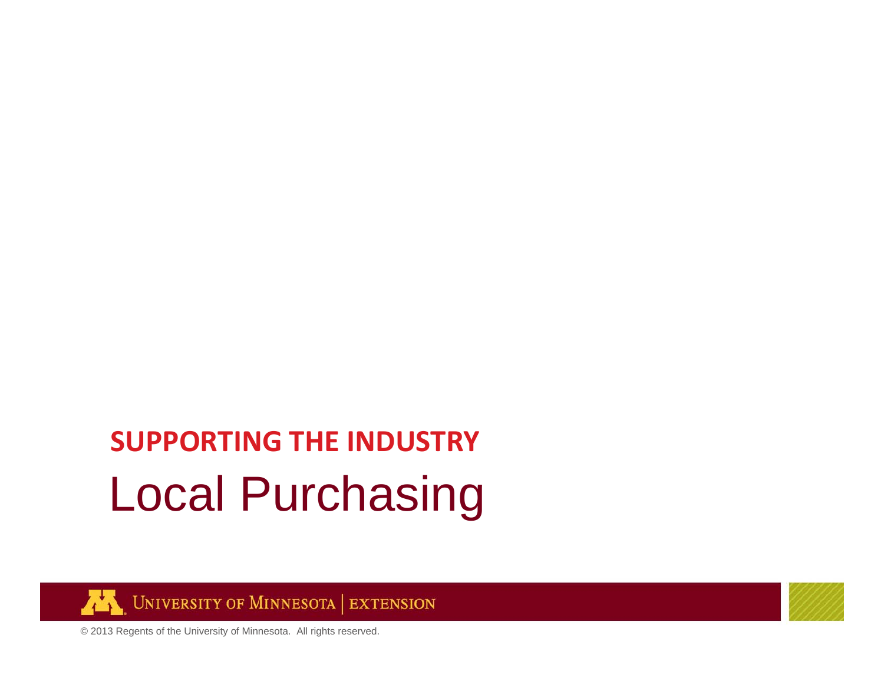**SUPPORTING THE INDUSTRY**

# Local Purchasing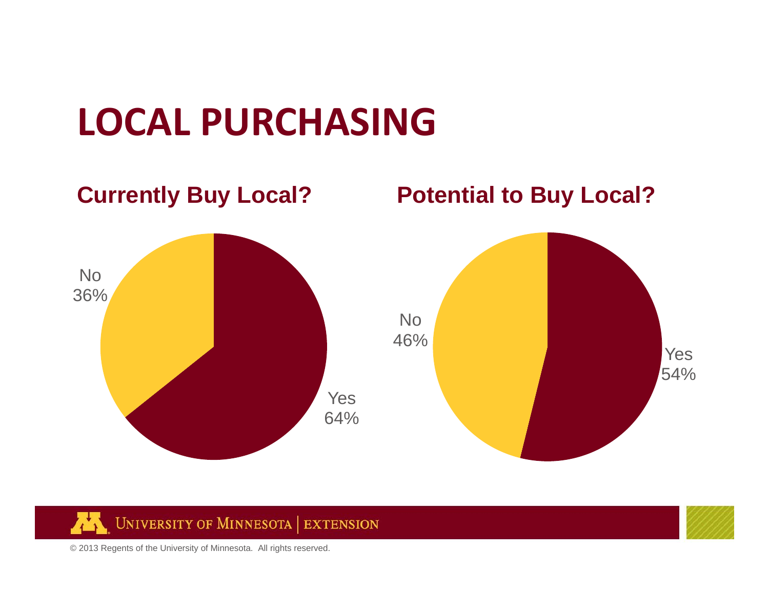# LOCAL PURCHASING

## Currently Buy Local?

No 36%

Yes 64%

## Potential to Buy Local?

No 46%

Yes 54%

© 2013 Regents of the University of Minnesota. All rights reserved.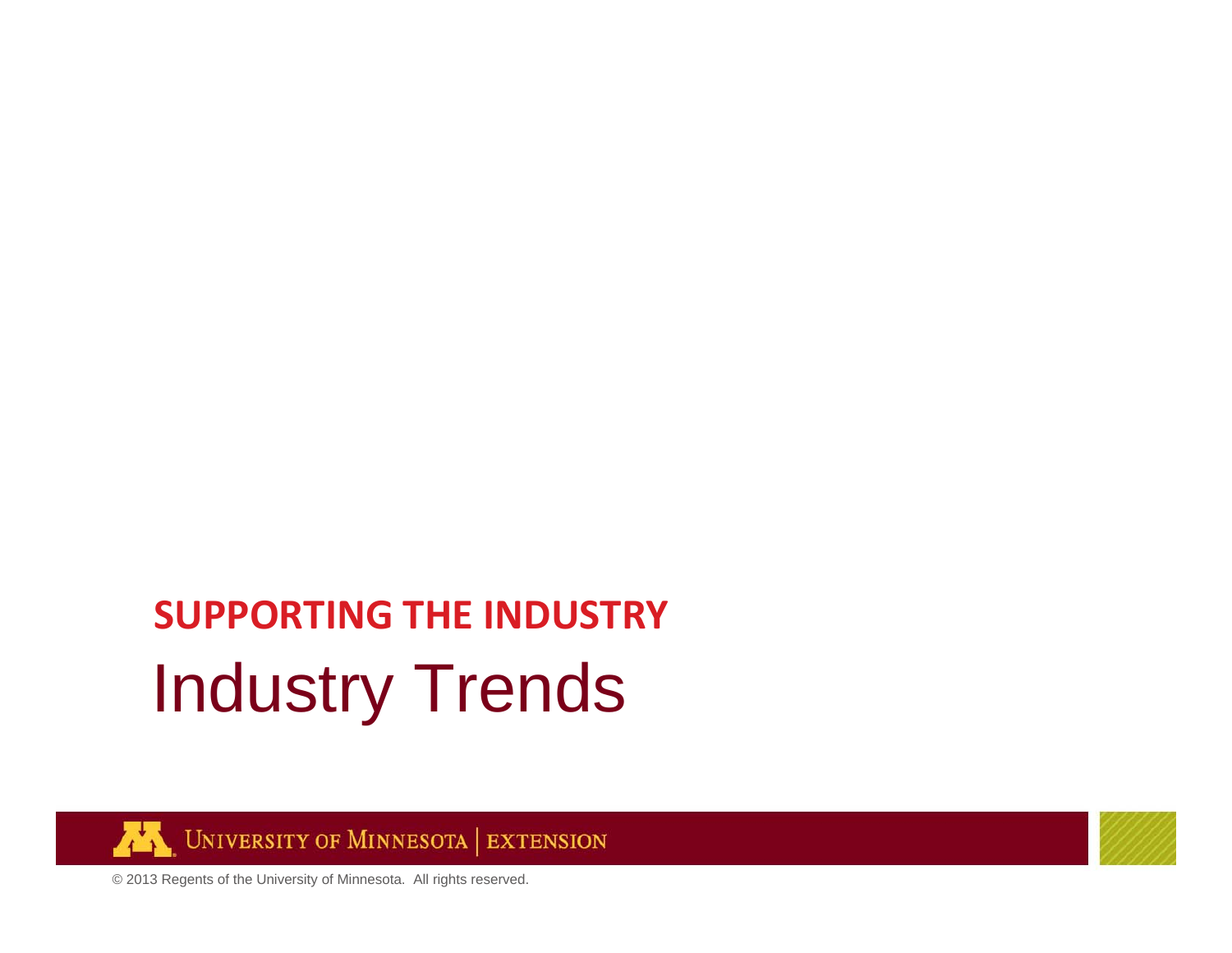## SUPPORTING THE INDUSTRY

# Industry Trends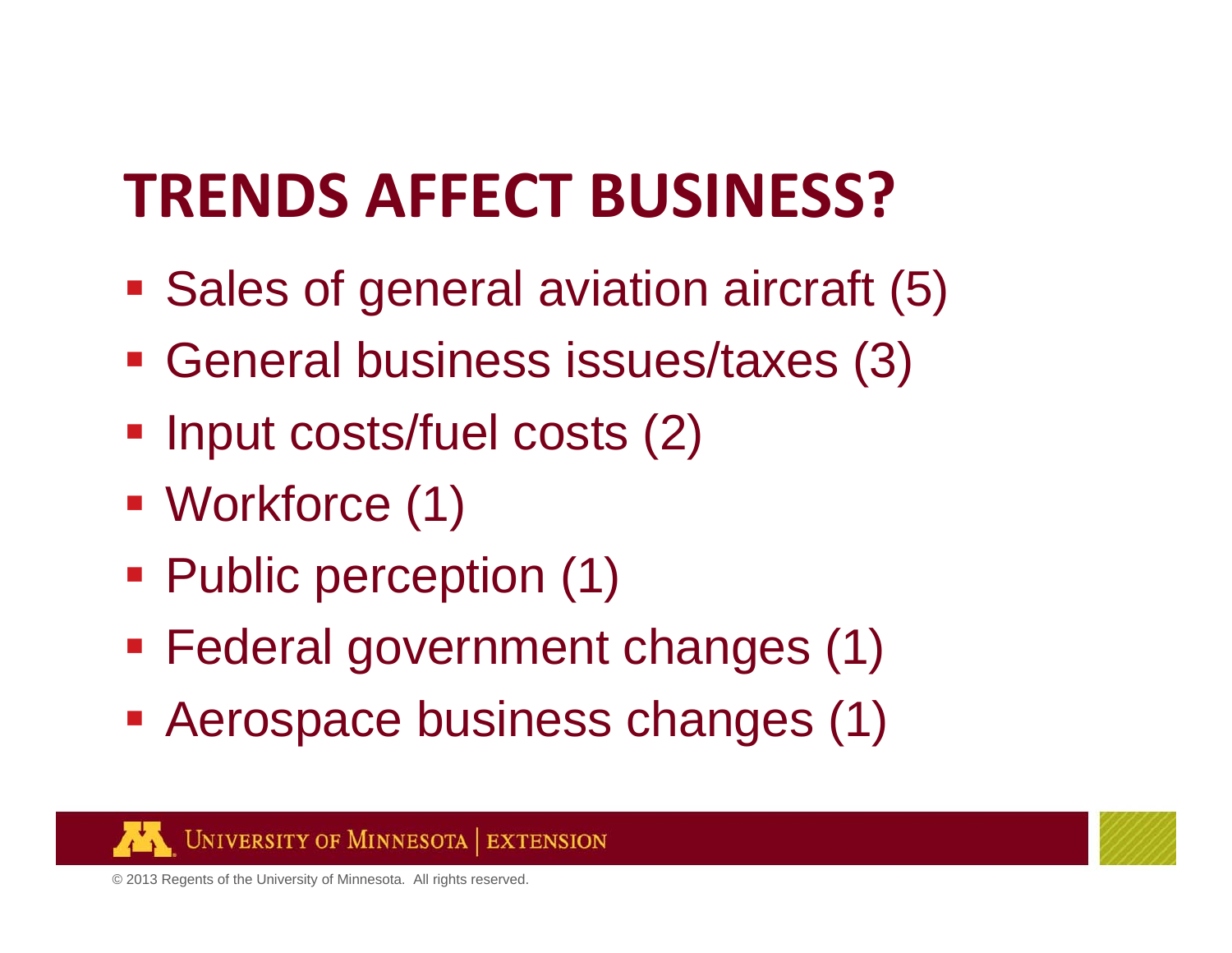# TRENDS AFFECT BUSINESS?

- Sales of general aviation aircraft (5)
- General business issues/taxes (3)
- Input costs/fuel costs (2)
- Workforce (1)
- Public perception (1)
- Federal government changes (1)
- Aerospace business changes (1)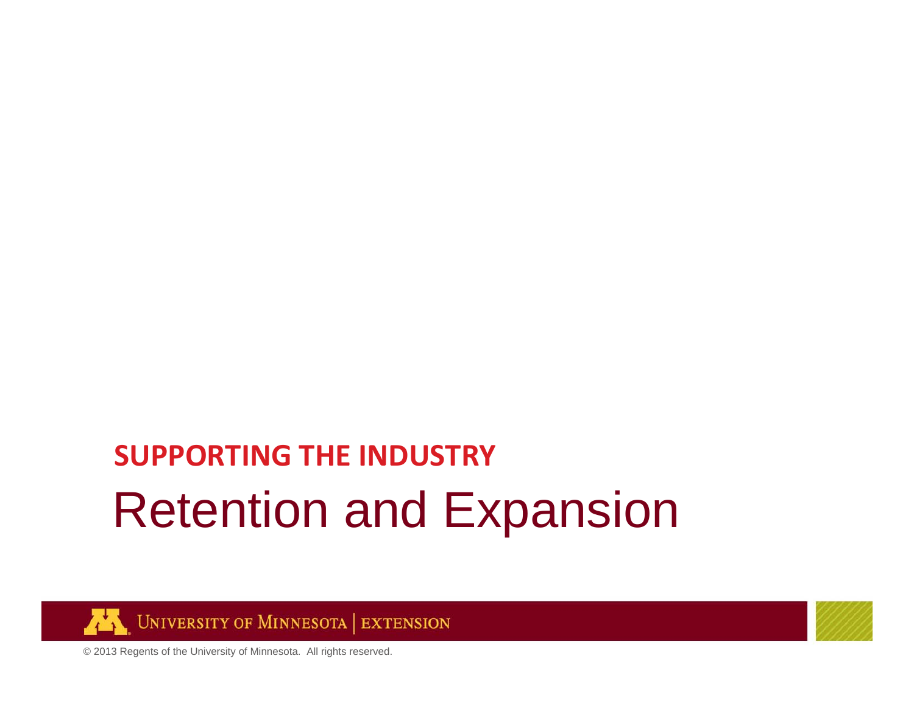## SUPPORTING THE INDUSTRY

# Retention and Expansion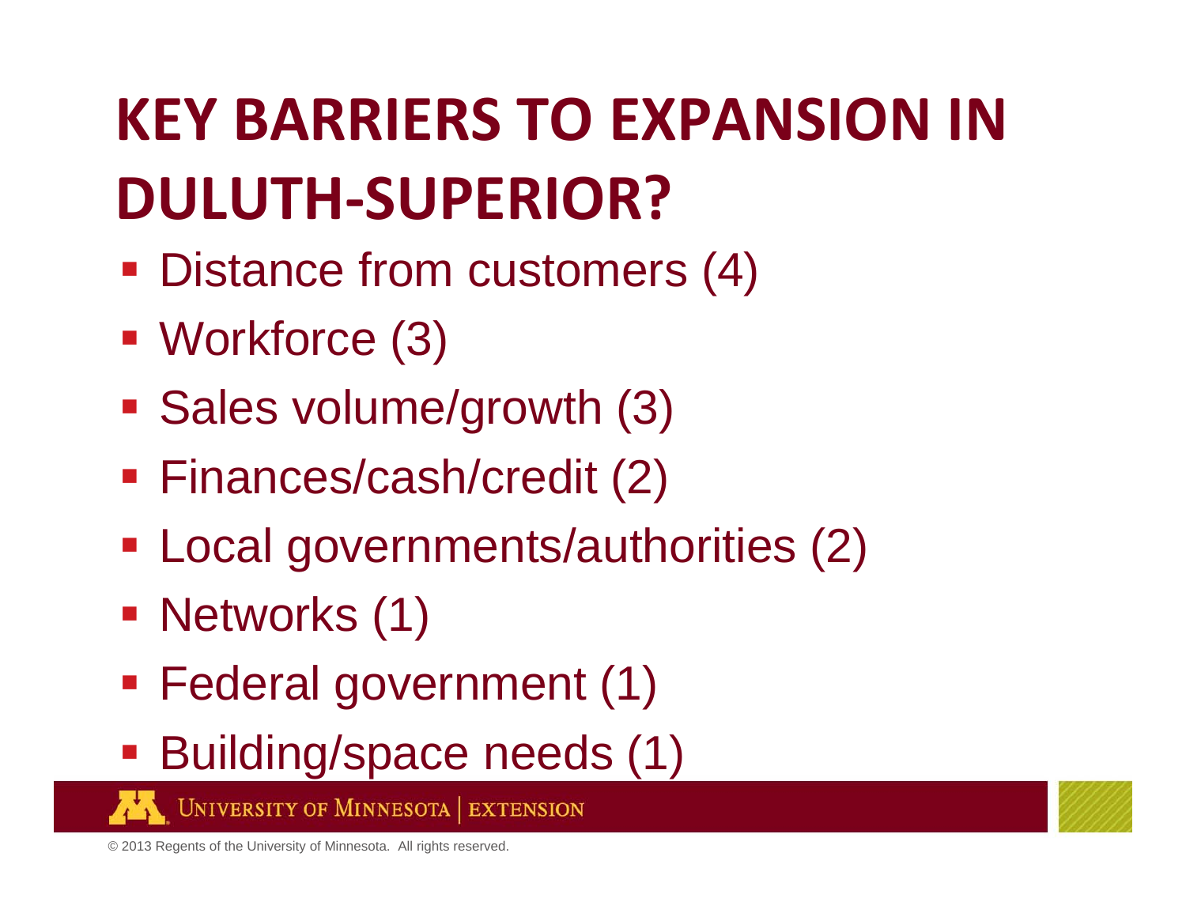# KEY BARRIERS TO EXPANSION IN DULUTH-SUPERIOR?

- Distance from customers (4)
- Workforce (3)
- Sales volume/growth (3)
- Finances/cash/credit (2)
- Local governments/authorities (2)
- Networks (1)
- Federal government (1)
- Building/space needs (1)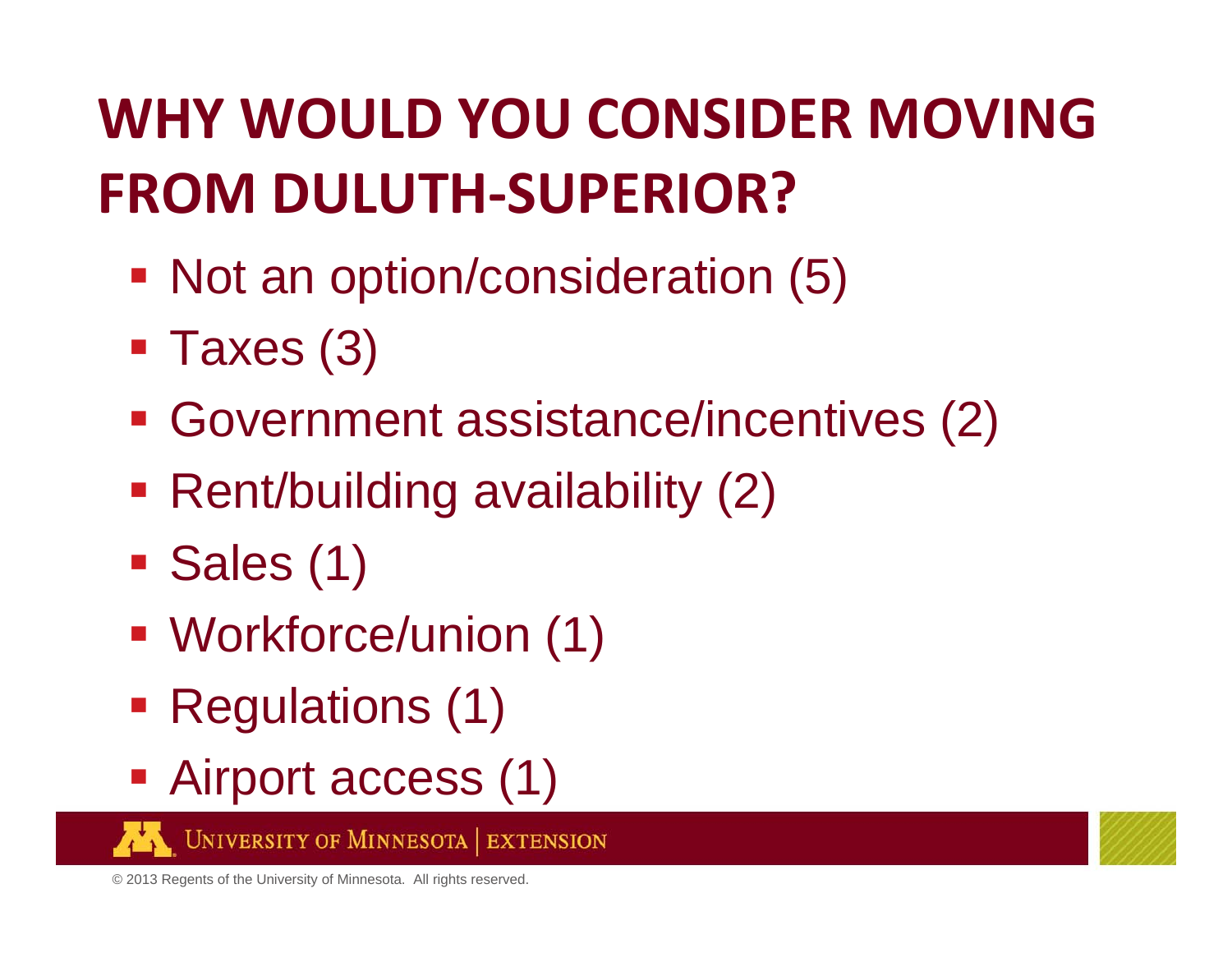# WHY WOULD YOU CONSIDER MOVING FROM DULUTH-SUPERIOR?

- Not an option/consideration (5)
- Taxes (3)
- Government assistance/incentives (2)
- Rent/building availability (2)
- Sales (1)
- Workforce/union (1)
- Regulations (1)
- Airport access (1)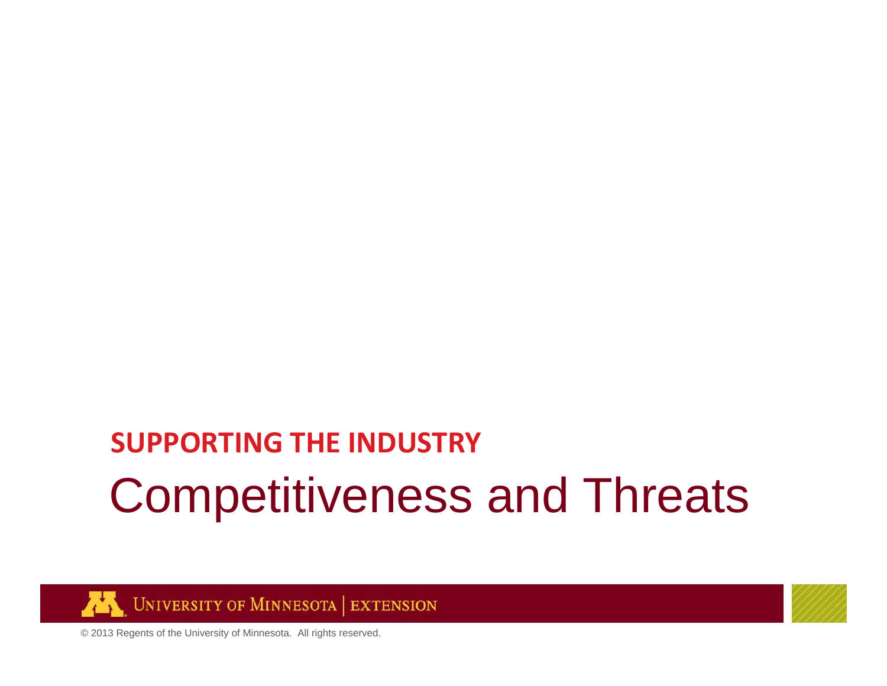**SUPPORTING THE INDUSTRY**

# Competitiveness and Threats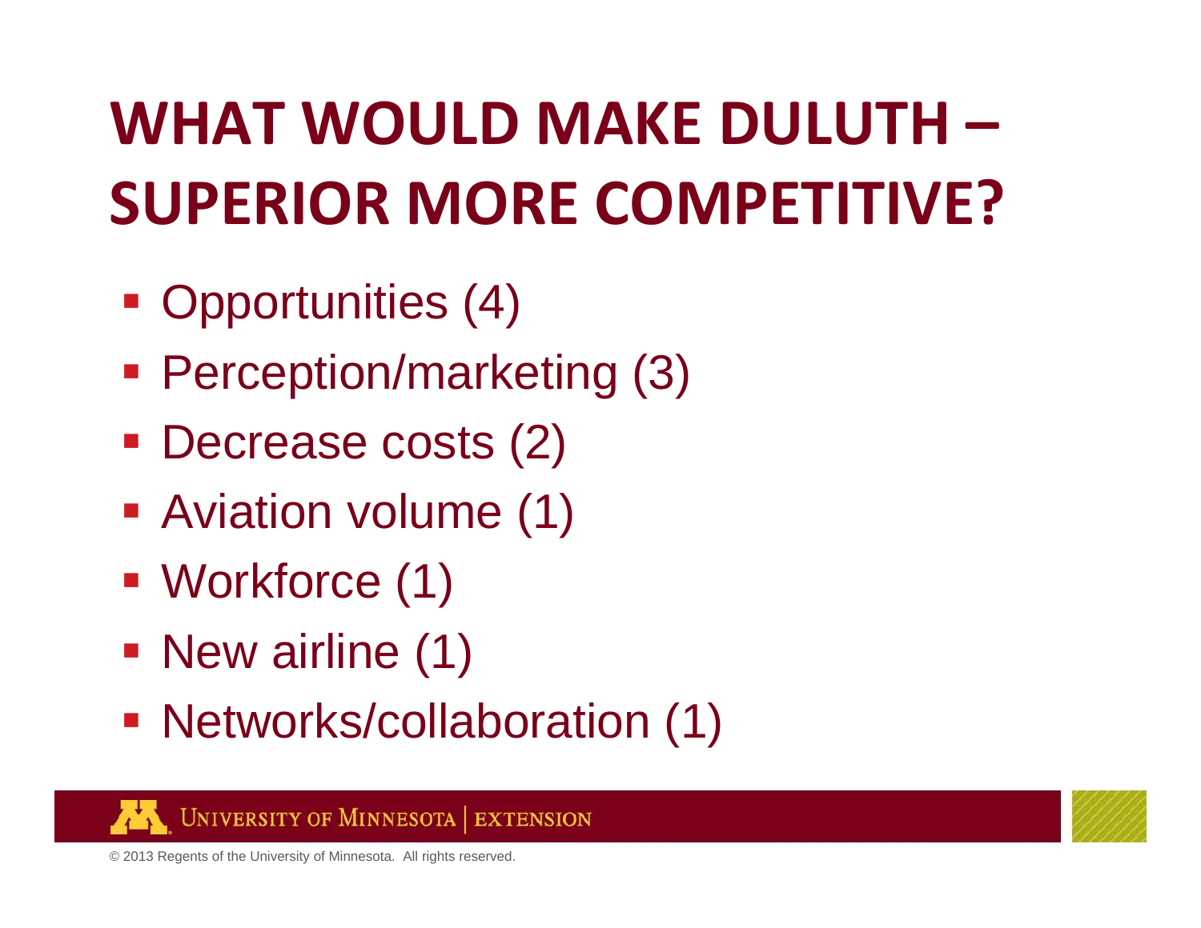# WHAT WOULD MAKE DULUTH – SUPERIOR MORE COMPETITIVE?

- Opportunities (4)
- Perception/marketing (3)
- Decrease costs (2)
- Aviation volume (1)
- Workforce (1)
- New airline (1)
- Networks/collaboration (1)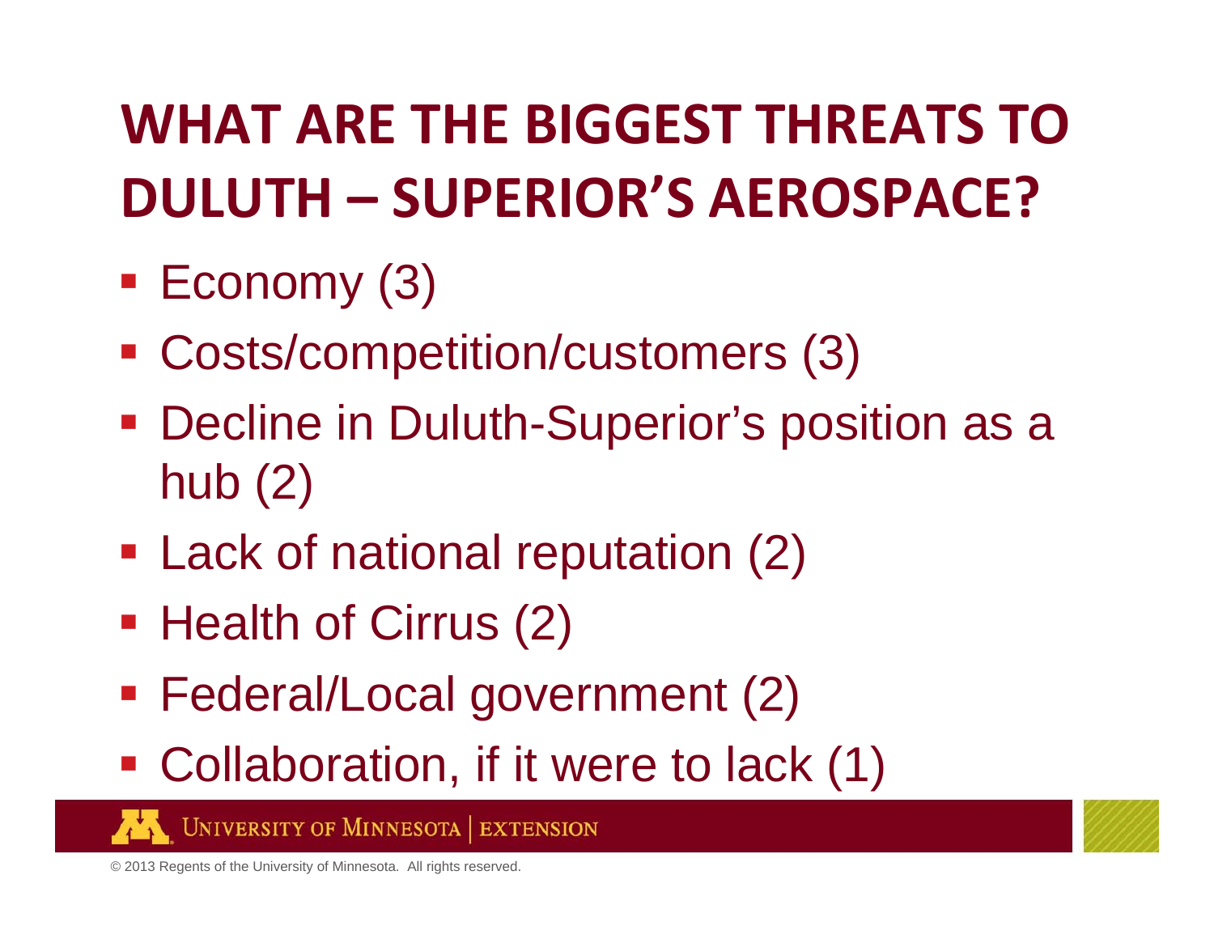# WHAT ARE THE BIGGEST THREATS TO DULUTH – SUPERIOR'S AEROSPACE?

- Economy (3)
- Costs/competition/customers (3)
- Decline in Duluth-Superior's position as a hub (2)
- Lack of national reputation (2)
- Health of Cirrus (2)
- Federal/Local government (2)
- Collaboration, if it were to lack (1)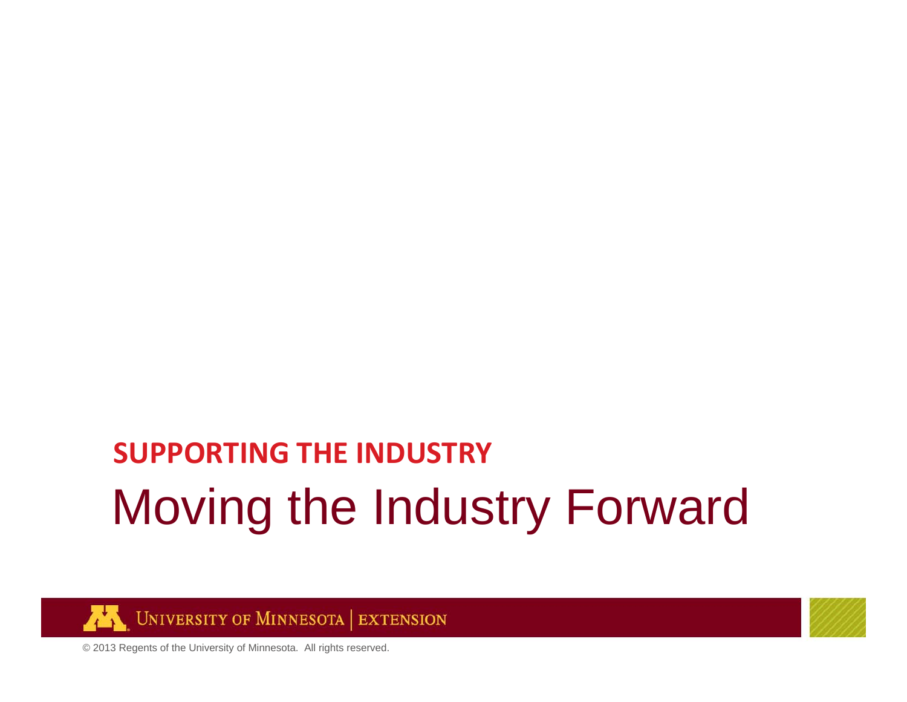SUPPORTING THE INDUSTRY

# Moving the Industry Forward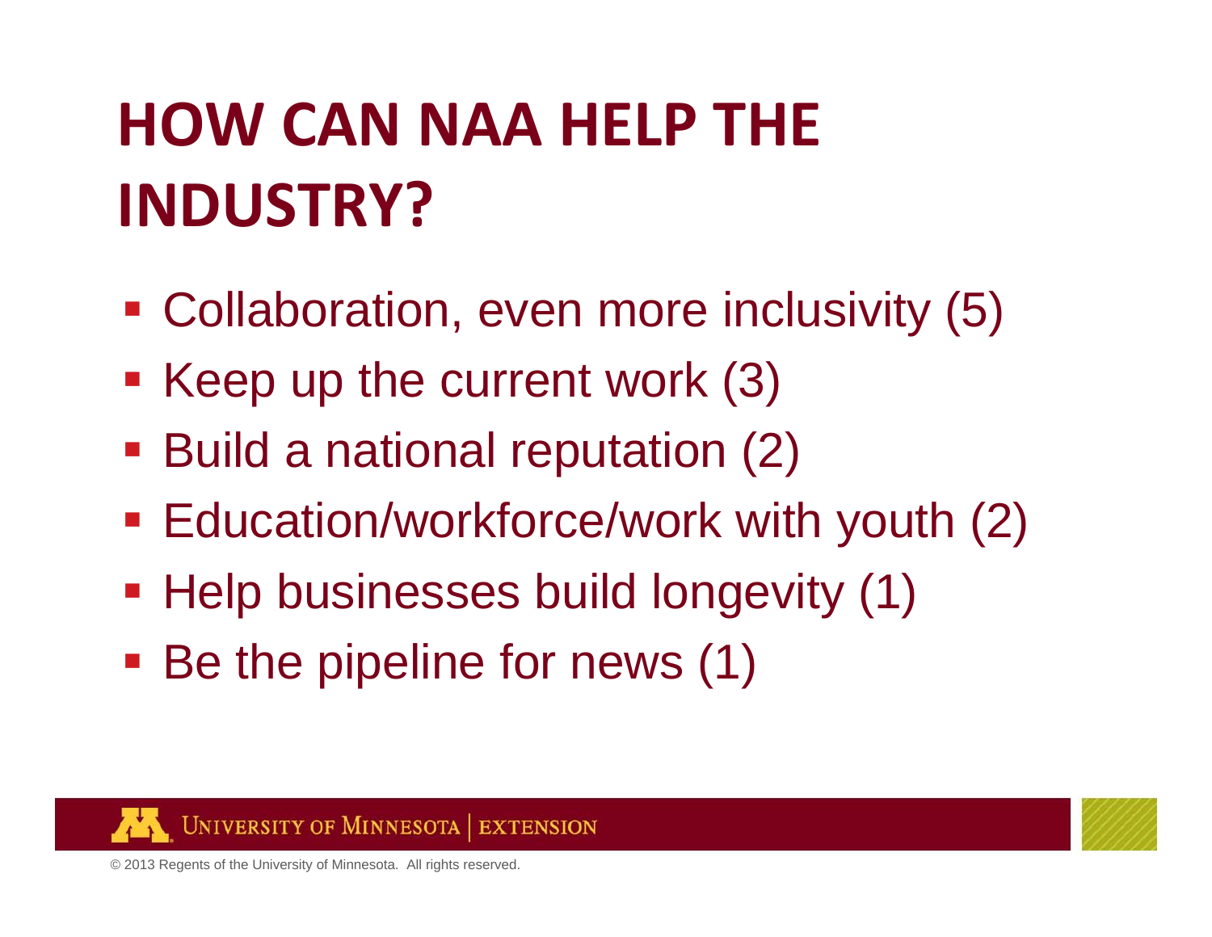# HOW CAN NAA HELP THE INDUSTRY?

- Collaboration, even more inclusivity (5)
- Keep up the current work (3)
- Build a national reputation (2)
- Education/workforce/work with youth (2)
- Help businesses build longevity (1)
- Be the pipeline for news (1)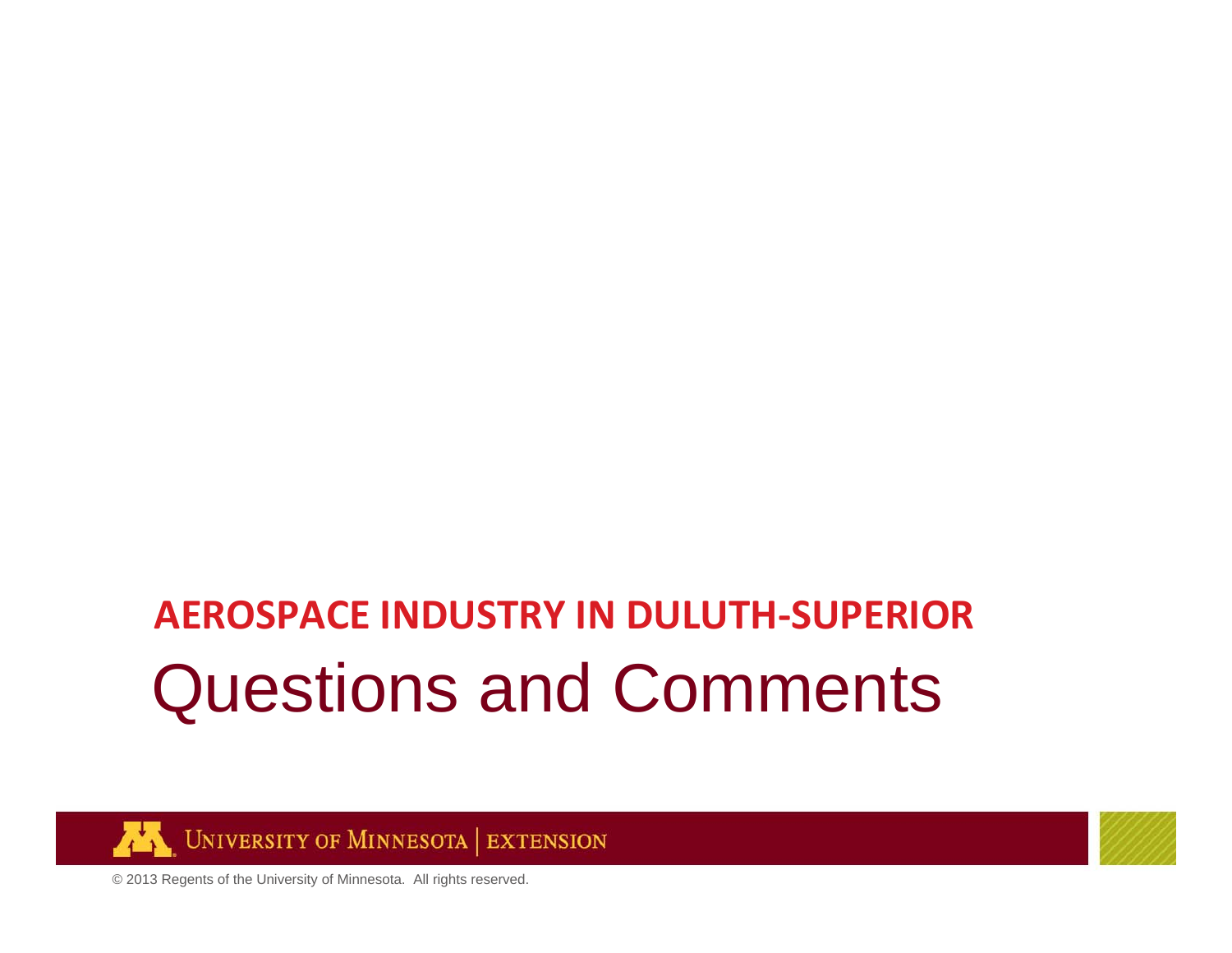**AEROSPACE INDUSTRY IN DULUTH-SUPERIOR**

# Questions and Comments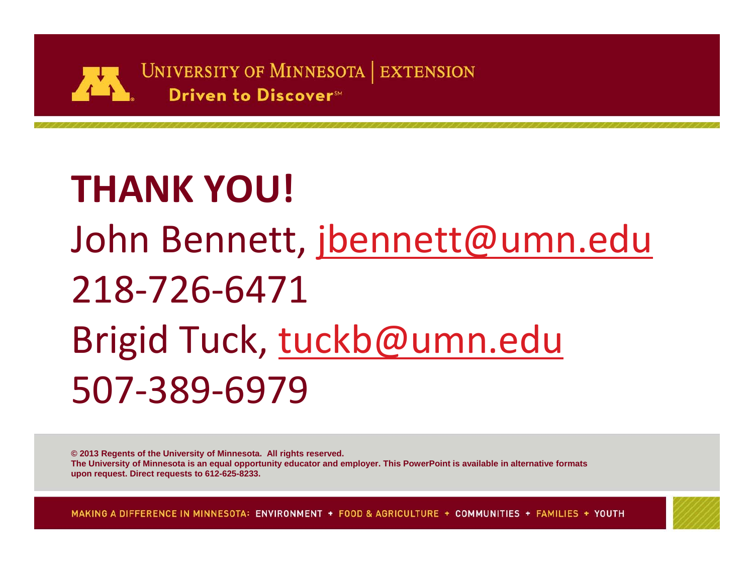UNIVERSITY OF MINNESOTA | EXTENSION

Driven to Discover℠

# THANK YOU!

John Bennett, jbennett@umn.edu

218-726-6471

Brigid Tuck, tuckb@umn.edu

507-389-6979

**© 2013 Regents of the University of Minnesota. All rights reserved.**
**The University of Minnesota is an equal opportunity educator and employer. This PowerPoint is available in alternative formats upon request. Direct requests to 612-625-8233.**

MAKING A DIFFERENCE IN MINNESOTA: ENVIRONMENT + FOOD & AGRICULTURE + COMMUNITIES + FAMILIES + YOUTH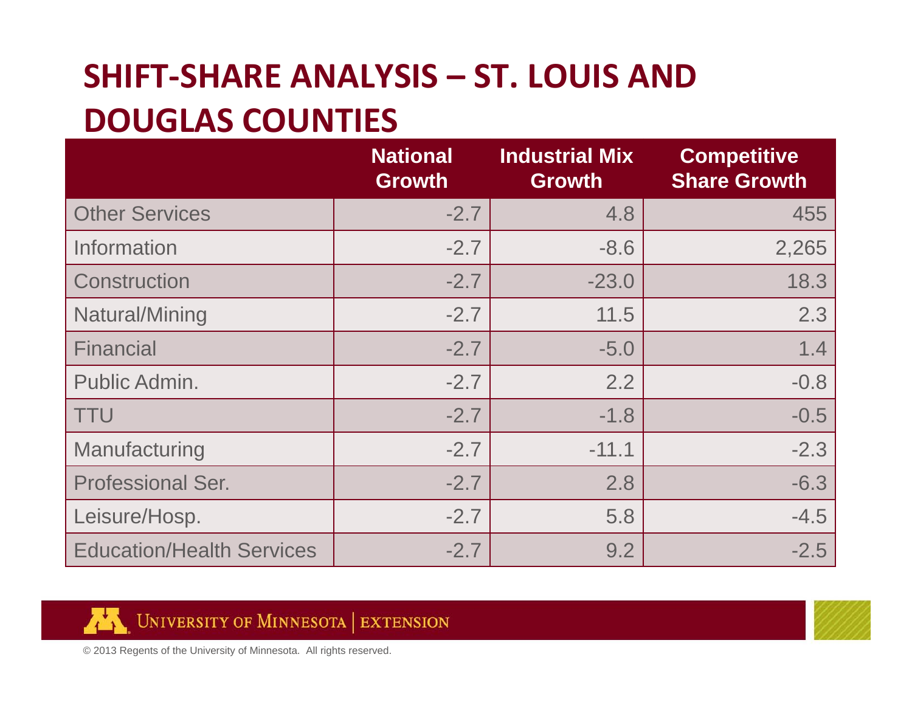# SHIFT-SHARE ANALYSIS – ST. LOUIS AND DOUGLAS COUNTIES

| | National Growth | Industrial Mix Growth | Competitive Share Growth |
|---|---|---|---|
| Other Services | -2.7 | 4.8 | 455 |
| Information | -2.7 | -8.6 | 2,265 |
| Construction | -2.7 | -23.0 | 18.3 |
| Natural/Mining | -2.7 | 11.5 | 2.3 |
| Financial | -2.7 | -5.0 | 1.4 |
| Public Admin. | -2.7 | 2.2 | -0.8 |
| TTU | -2.7 | -1.8 | -0.5 |
| Manufacturing | -2.7 | -11.1 | -2.3 |
| Professional Ser. | -2.7 | 2.8 | -6.3 |
| Leisure/Hosp. | -2.7 | 5.8 | -4.5 |
| Education/Health Services | -2.7 | 9.2 | -2.5 |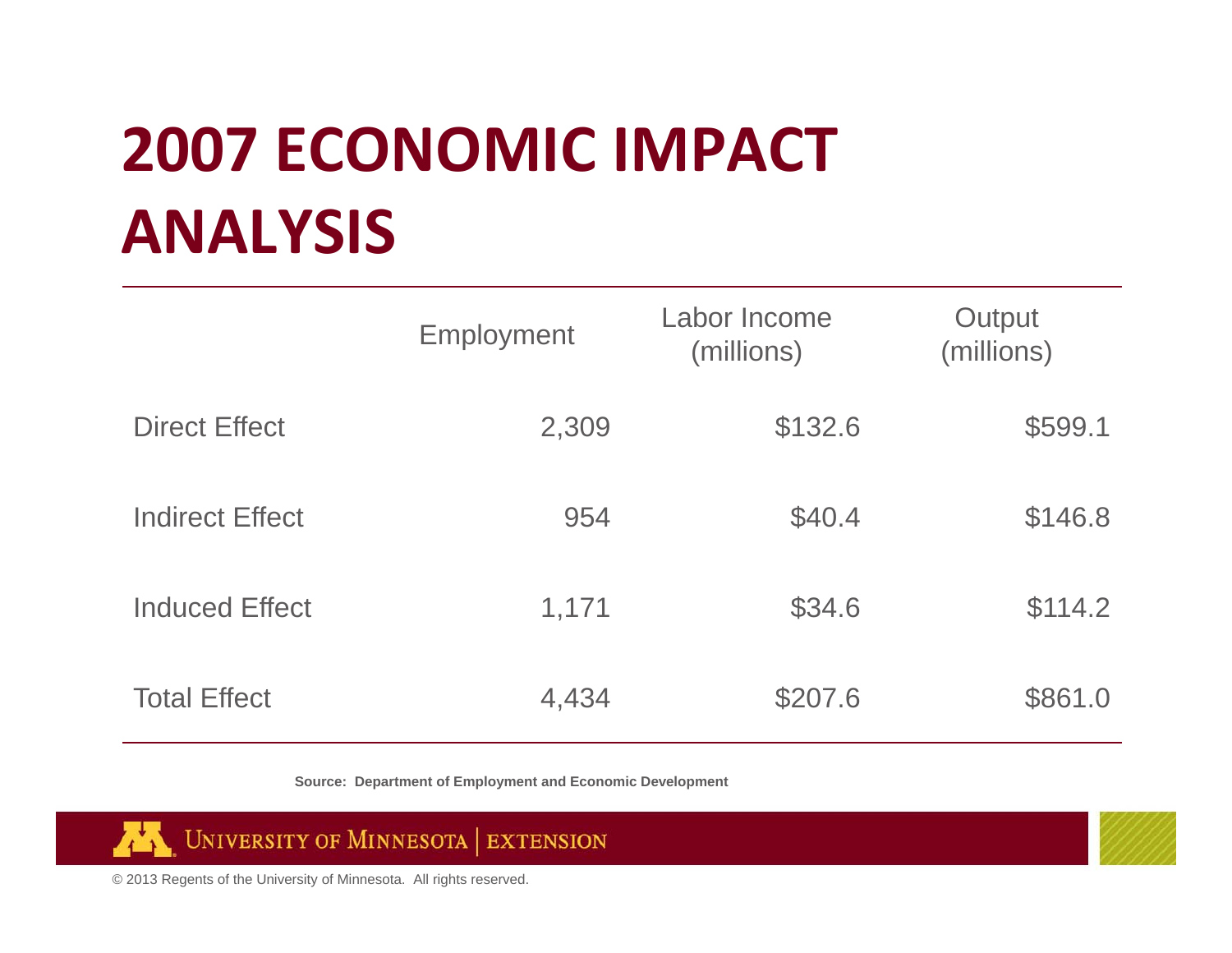# 2007 ECONOMIC IMPACT ANALYSIS

| | Employment | Labor Income (millions) | Output (millions) |
|---|---|---|---|
| Direct Effect | 2,309 | $132.6 | $599.1 |
| Indirect Effect | 954 | $40.4 | $146.8 |
| Induced Effect | 1,171 | $34.6 | $114.2 |
| Total Effect | 4,434 | $207.6 | $861.0 |

**Source: Department of Employment and Economic Development**

University of Minnesota | Extension

© 2013 Regents of the University of Minnesota. All rights reserved.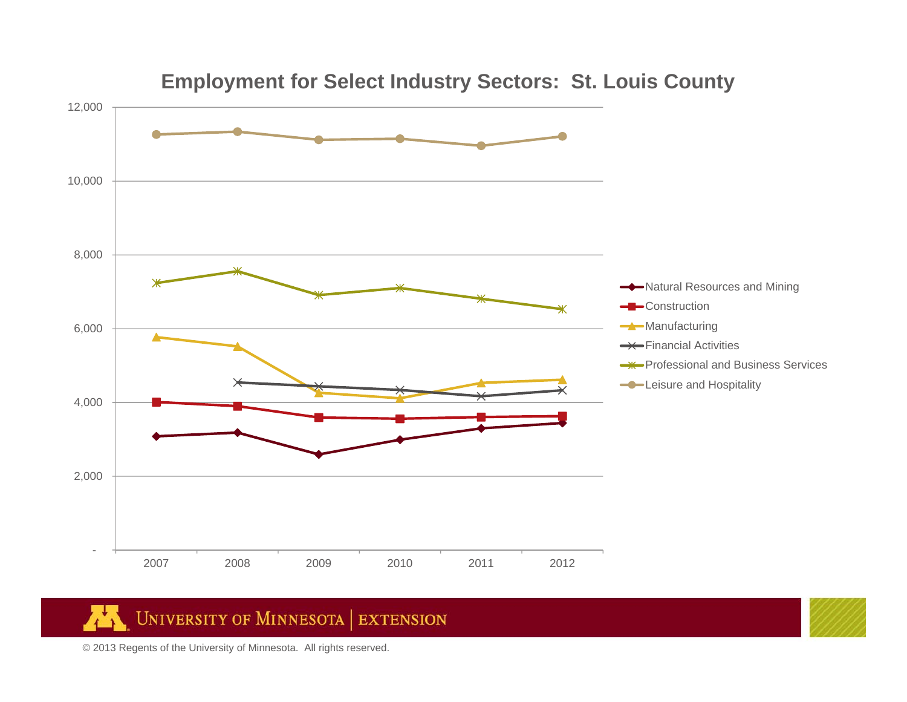## Employment for Select Industry Sectors: St. Louis County

12,000
10,000
8,000
6,000
4,000
2,000
-

2007
2008
2009
2010
2011
2012

Natural Resources and Mining
Construction
Manufacturing
Financial Activities
Professional and Business Services
Leisure and Hospitality

UNIVERSITY OF MINNESOTA | EXTENSION

© 2013 Regents of the University of Minnesota. All rights reserved.